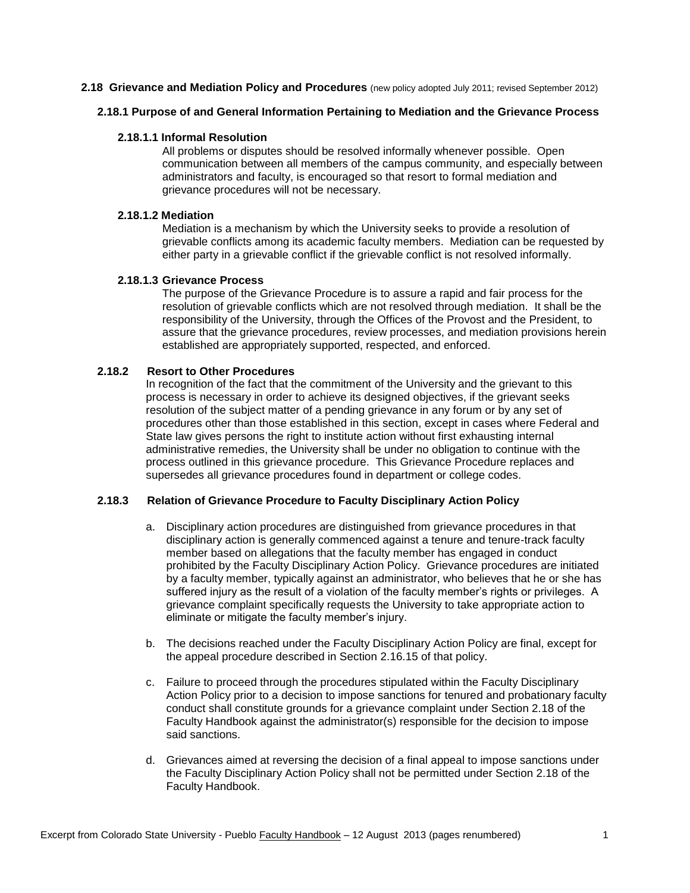## 2.18 Grievance and Mediation Policy and Procedures (new policy adopted July 2011; revised September 2012)

### 2.18.1 Purpose of and General Information Pertaining to Mediation and the Grievance Process

#### 2.18.1.1 Informal Resolution

All problems or disputes should be resolved informally whenever possible. Open communication between all members of the campus community, and especially between administrators and faculty, is encouraged so that resort to formal mediation and grievance procedures will not be necessary.

#### 2.18.1.2 Mediation

Mediation is a mechanism by which the University seeks to provide a resolution of grievable conflicts among its academic faculty members. Mediation can be requested by either party in a grievable conflict if the grievable conflict is not resolved informally.

#### 2.18.1.3 Grievance Process

The purpose of the Grievance Procedure is to assure a rapid and fair process for the resolution of grievable conflicts which are not resolved through mediation. It shall be the responsibility of the University, through the Offices of the Provost and the President, to assure that the grievance procedures, review processes, and mediation provisions herein established are appropriately supported, respected, and enforced.

### 2.18.2 Resort to Other Procedures

In recognition of the fact that the commitment of the University and the grievant to this process is necessary in order to achieve its designed objectives, if the grievant seeks resolution of the subject matter of a pending grievance in any forum or by any set of procedures other than those established in this section, except in cases where Federal and State law gives persons the right to institute action without first exhausting internal administrative remedies, the University shall be under no obligation to continue with the process outlined in this grievance procedure. This Grievance Procedure replaces and supersedes all grievance procedures found in department or college codes.

### 2.18.3 Relation of Grievance Procedure to Faculty Disciplinary Action Policy

a. Disciplinary action procedures are distinguished from grievance procedures in that disciplinary action is generally commenced against a tenure and tenure-track faculty member based on allegations that the faculty member has engaged in conduct prohibited by the Faculty Disciplinary Action Policy. Grievance procedures are initiated by a faculty member, typically against an administrator, who believes that he or she has suffered injury as the result of a violation of the faculty member's rights or privileges. A grievance complaint specifically requests the University to take appropriate action to eliminate or mitigate the faculty member's injury.

b. The decisions reached under the Faculty Disciplinary Action Policy are final, except for the appeal procedure described in Section 2.16.15 of that policy.

c. Failure to proceed through the procedures stipulated within the Faculty Disciplinary Action Policy prior to a decision to impose sanctions for tenured and probationary faculty conduct shall constitute grounds for a grievance complaint under Section 2.18 of the Faculty Handbook against the administrator(s) responsible for the decision to impose said sanctions.

d. Grievances aimed at reversing the decision of a final appeal to impose sanctions under the Faculty Disciplinary Action Policy shall not be permitted under Section 2.18 of the Faculty Handbook.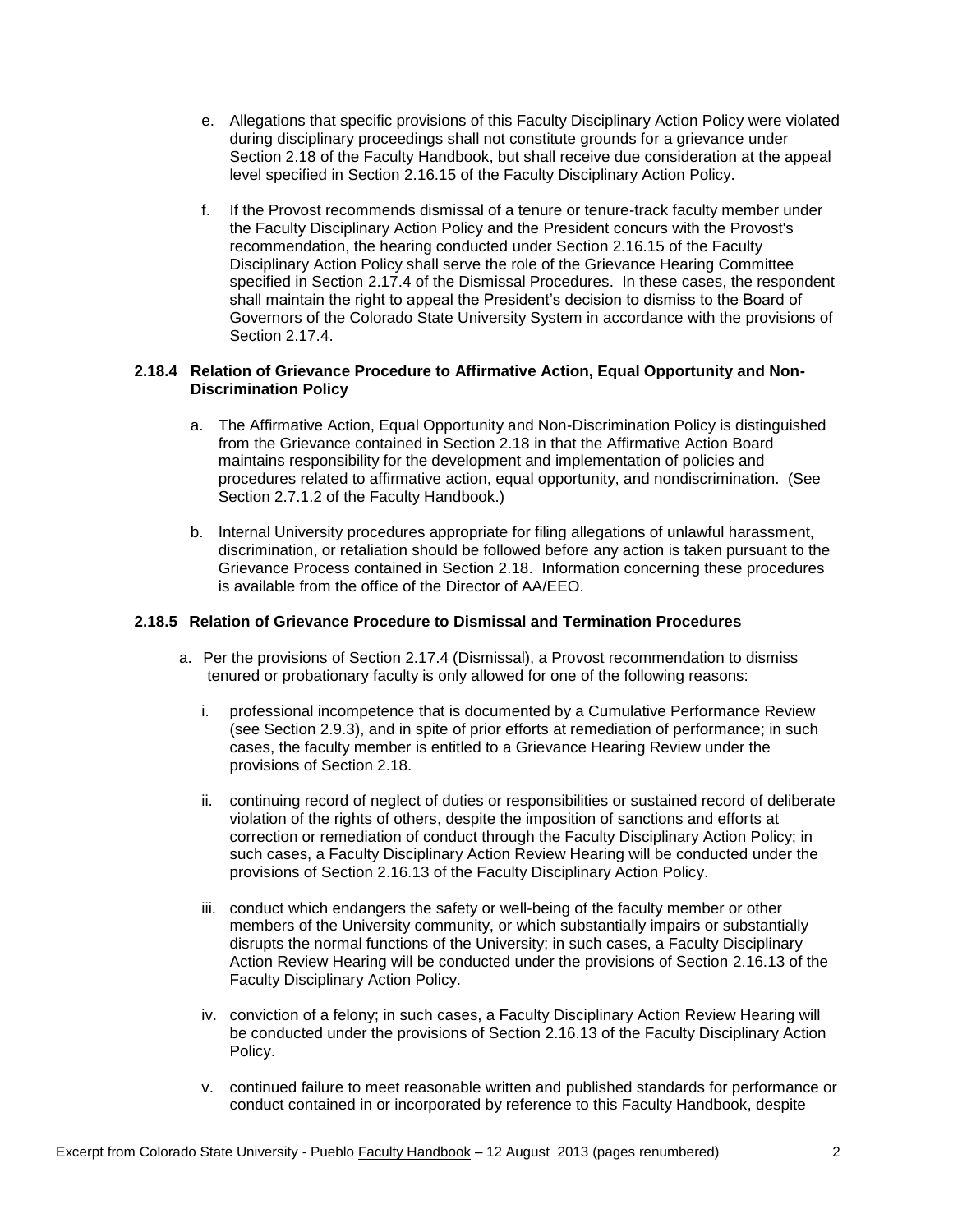e. Allegations that specific provisions of this Faculty Disciplinary Action Policy were violated during disciplinary proceedings shall not constitute grounds for a grievance under Section 2.18 of the Faculty Handbook, but shall receive due consideration at the appeal level specified in Section 2.16.15 of the Faculty Disciplinary Action Policy.

f. If the Provost recommends dismissal of a tenure or tenure-track faculty member under the Faculty Disciplinary Action Policy and the President concurs with the Provost's recommendation, the hearing conducted under Section 2.16.15 of the Faculty Disciplinary Action Policy shall serve the role of the Grievance Hearing Committee specified in Section 2.17.4 of the Dismissal Procedures. In these cases, the respondent shall maintain the right to appeal the President's decision to dismiss to the Board of Governors of the Colorado State University System in accordance with the provisions of Section 2.17.4.

### 2.18.4 Relation of Grievance Procedure to Affirmative Action, Equal Opportunity and Non-Discrimination Policy

a. The Affirmative Action, Equal Opportunity and Non-Discrimination Policy is distinguished from the Grievance contained in Section 2.18 in that the Affirmative Action Board maintains responsibility for the development and implementation of policies and procedures related to affirmative action, equal opportunity, and nondiscrimination. (See Section 2.7.1.2 of the Faculty Handbook.)

b. Internal University procedures appropriate for filing allegations of unlawful harassment, discrimination, or retaliation should be followed before any action is taken pursuant to the Grievance Process contained in Section 2.18. Information concerning these procedures is available from the office of the Director of AA/EEO.

### 2.18.5 Relation of Grievance Procedure to Dismissal and Termination Procedures

a. Per the provisions of Section 2.17.4 (Dismissal), a Provost recommendation to dismiss tenured or probationary faculty is only allowed for one of the following reasons:

   i. professional incompetence that is documented by a Cumulative Performance Review (see Section 2.9.3), and in spite of prior efforts at remediation of performance; in such cases, the faculty member is entitled to a Grievance Hearing Review under the provisions of Section 2.18.

   ii. continuing record of neglect of duties or responsibilities or sustained record of deliberate violation of the rights of others, despite the imposition of sanctions and efforts at correction or remediation of conduct through the Faculty Disciplinary Action Policy; in such cases, a Faculty Disciplinary Action Review Hearing will be conducted under the provisions of Section 2.16.13 of the Faculty Disciplinary Action Policy.

   iii. conduct which endangers the safety or well-being of the faculty member or other members of the University community, or which substantially impairs or substantially disrupts the normal functions of the University; in such cases, a Faculty Disciplinary Action Review Hearing will be conducted under the provisions of Section 2.16.13 of the Faculty Disciplinary Action Policy.

   iv. conviction of a felony; in such cases, a Faculty Disciplinary Action Review Hearing will be conducted under the provisions of Section 2.16.13 of the Faculty Disciplinary Action Policy.

   v. continued failure to meet reasonable written and published standards for performance or conduct contained in or incorporated by reference to this Faculty Handbook, despite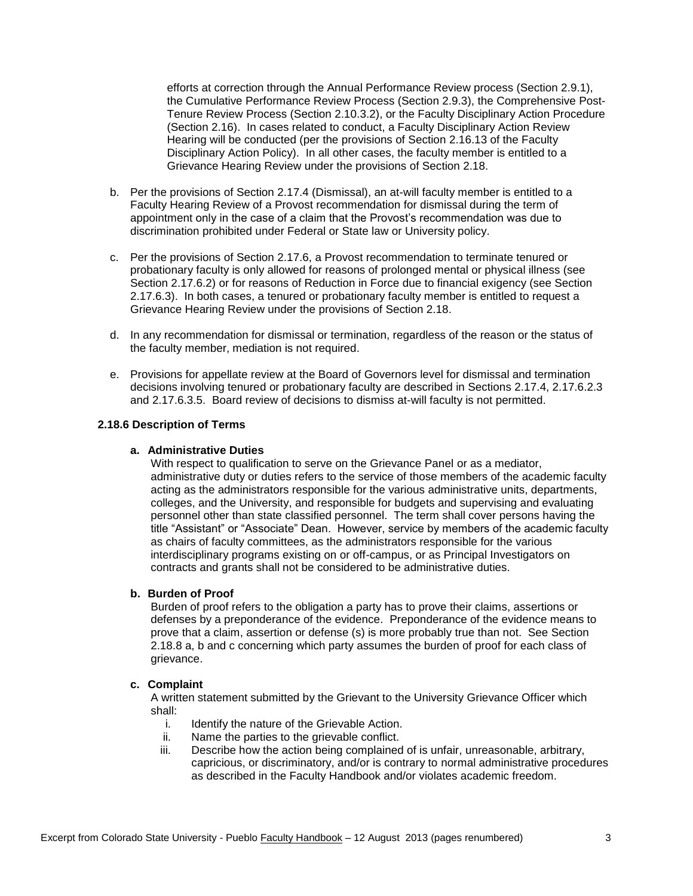efforts at correction through the Annual Performance Review process (Section 2.9.1), the Cumulative Performance Review Process (Section 2.9.3), the Comprehensive Post-Tenure Review Process (Section 2.10.3.2), or the Faculty Disciplinary Action Procedure (Section 2.16). In cases related to conduct, a Faculty Disciplinary Action Review Hearing will be conducted (per the provisions of Section 2.16.13 of the Faculty Disciplinary Action Policy). In all other cases, the faculty member is entitled to a Grievance Hearing Review under the provisions of Section 2.18.

b. Per the provisions of Section 2.17.4 (Dismissal), an at-will faculty member is entitled to a Faculty Hearing Review of a Provost recommendation for dismissal during the term of appointment only in the case of a claim that the Provost's recommendation was due to discrimination prohibited under Federal or State law or University policy.

c. Per the provisions of Section 2.17.6, a Provost recommendation to terminate tenured or probationary faculty is only allowed for reasons of prolonged mental or physical illness (see Section 2.17.6.2) or for reasons of Reduction in Force due to financial exigency (see Section 2.17.6.3). In both cases, a tenured or probationary faculty member is entitled to request a Grievance Hearing Review under the provisions of Section 2.18.

d. In any recommendation for dismissal or termination, regardless of the reason or the status of the faculty member, mediation is not required.

e. Provisions for appellate review at the Board of Governors level for dismissal and termination decisions involving tenured or probationary faculty are described in Sections 2.17.4, 2.17.6.2.3 and 2.17.6.3.5. Board review of decisions to dismiss at-will faculty is not permitted.

### 2.18.6 Description of Terms

**a. Administrative Duties**

With respect to qualification to serve on the Grievance Panel or as a mediator, administrative duty or duties refers to the service of those members of the academic faculty acting as the administrators responsible for the various administrative units, departments, colleges, and the University, and responsible for budgets and supervising and evaluating personnel other than state classified personnel. The term shall cover persons having the title "Assistant" or "Associate" Dean. However, service by members of the academic faculty as chairs of faculty committees, as the administrators responsible for the various interdisciplinary programs existing on or off-campus, or as Principal Investigators on contracts and grants shall not be considered to be administrative duties.

**b. Burden of Proof**

Burden of proof refers to the obligation a party has to prove their claims, assertions or defenses by a preponderance of the evidence. Preponderance of the evidence means to prove that a claim, assertion or defense (s) is more probably true than not. See Section 2.18.8 a, b and c concerning which party assumes the burden of proof for each class of grievance.

**c. Complaint**

A written statement submitted by the Grievant to the University Grievance Officer which shall:

i. Identify the nature of the Grievable Action.
ii. Name the parties to the grievable conflict.
iii. Describe how the action being complained of is unfair, unreasonable, arbitrary, capricious, or discriminatory, and/or is contrary to normal administrative procedures as described in the Faculty Handbook and/or violates academic freedom.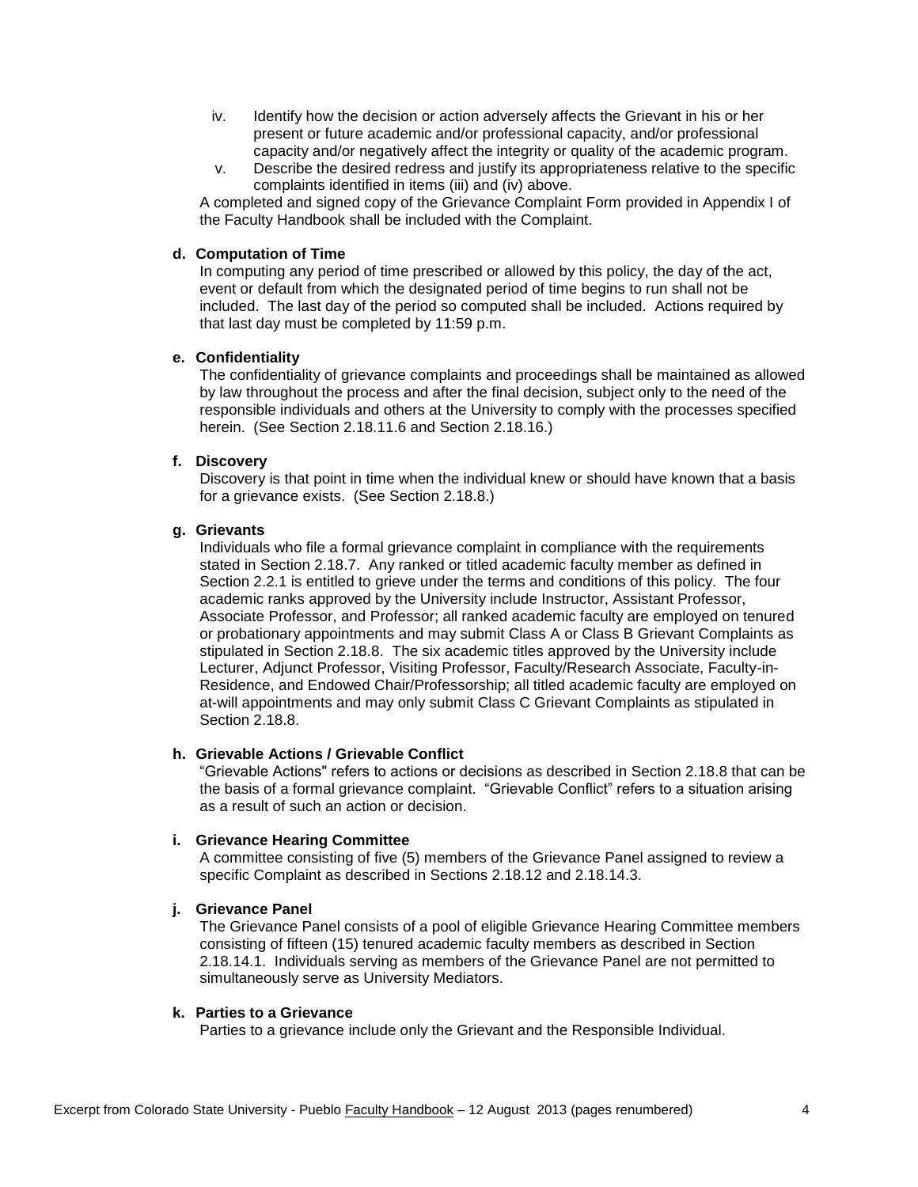iv. Identify how the decision or action adversely affects the Grievant in his or her present or future academic and/or professional capacity, and/or professional capacity and/or negatively affect the integrity or quality of the academic program.

v. Describe the desired redress and justify its appropriateness relative to the specific complaints identified in items (iii) and (iv) above.

A completed and signed copy of the Grievance Complaint Form provided in Appendix I of the Faculty Handbook shall be included with the Complaint.

**d. Computation of Time**

In computing any period of time prescribed or allowed by this policy, the day of the act, event or default from which the designated period of time begins to run shall not be included. The last day of the period so computed shall be included. Actions required by that last day must be completed by 11:59 p.m.

**e. Confidentiality**

The confidentiality of grievance complaints and proceedings shall be maintained as allowed by law throughout the process and after the final decision, subject only to the need of the responsible individuals and others at the University to comply with the processes specified herein. (See Section 2.18.11.6 and Section 2.18.16.)

**f. Discovery**

Discovery is that point in time when the individual knew or should have known that a basis for a grievance exists. (See Section 2.18.8.)

**g. Grievants**

Individuals who file a formal grievance complaint in compliance with the requirements stated in Section 2.18.7. Any ranked or titled academic faculty member as defined in Section 2.2.1 is entitled to grieve under the terms and conditions of this policy. The four academic ranks approved by the University include Instructor, Assistant Professor, Associate Professor, and Professor; all ranked academic faculty are employed on tenured or probationary appointments and may submit Class A or Class B Grievant Complaints as stipulated in Section 2.18.8. The six academic titles approved by the University include Lecturer, Adjunct Professor, Visiting Professor, Faculty/Research Associate, Faculty-in-Residence, and Endowed Chair/Professorship; all titled academic faculty are employed on at-will appointments and may only submit Class C Grievant Complaints as stipulated in Section 2.18.8.

**h. Grievable Actions / Grievable Conflict**

"Grievable Actions" refers to actions or decisions as described in Section 2.18.8 that can be the basis of a formal grievance complaint. "Grievable Conflict" refers to a situation arising as a result of such an action or decision.

**i. Grievance Hearing Committee**

A committee consisting of five (5) members of the Grievance Panel assigned to review a specific Complaint as described in Sections 2.18.12 and 2.18.14.3.

**j. Grievance Panel**

The Grievance Panel consists of a pool of eligible Grievance Hearing Committee members consisting of fifteen (15) tenured academic faculty members as described in Section 2.18.14.1. Individuals serving as members of the Grievance Panel are not permitted to simultaneously serve as University Mediators.

**k. Parties to a Grievance**

Parties to a grievance include only the Grievant and the Responsible Individual.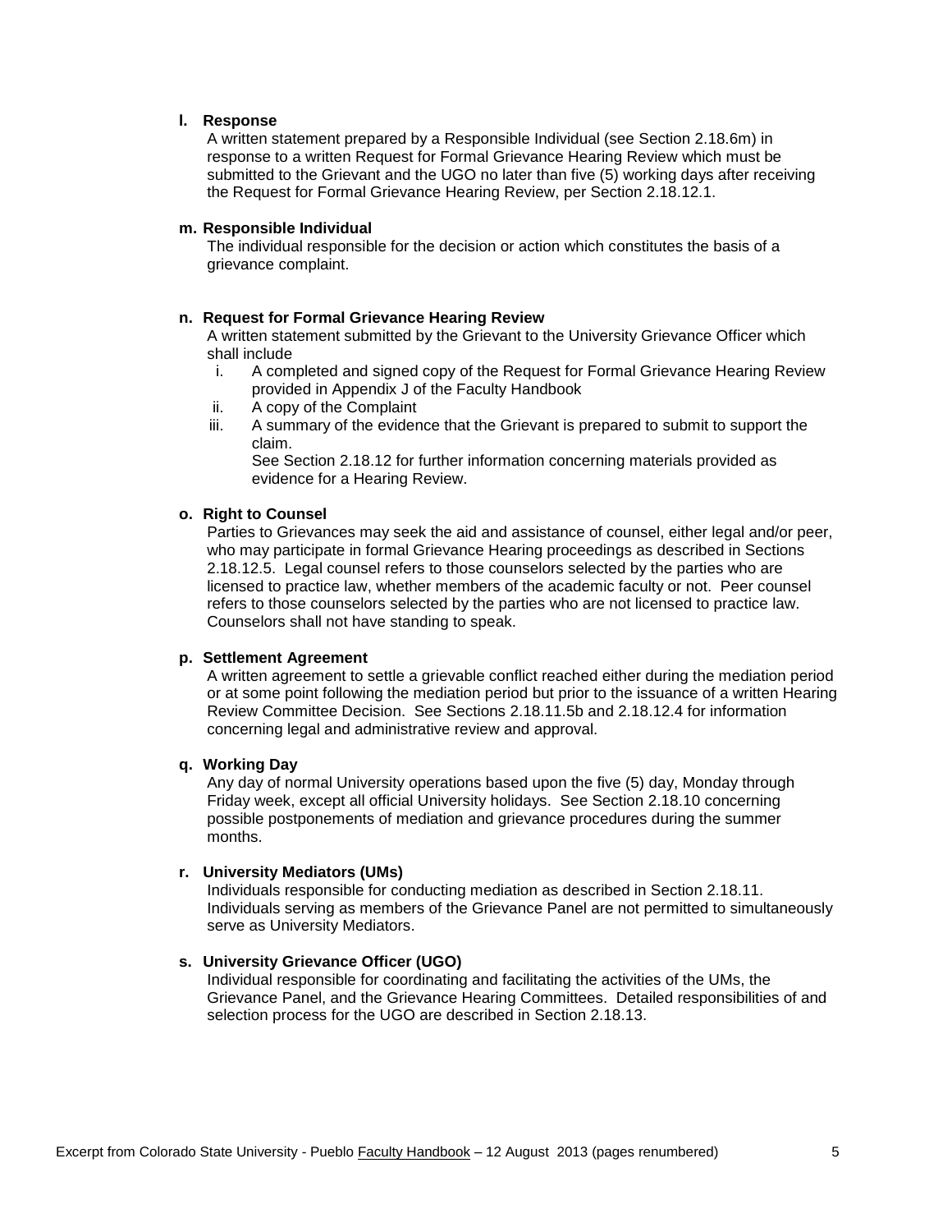**l. Response**

A written statement prepared by a Responsible Individual (see Section 2.18.6m) in response to a written Request for Formal Grievance Hearing Review which must be submitted to the Grievant and the UGO no later than five (5) working days after receiving the Request for Formal Grievance Hearing Review, per Section 2.18.12.1.

**m. Responsible Individual**

The individual responsible for the decision or action which constitutes the basis of a grievance complaint.

**n. Request for Formal Grievance Hearing Review**

A written statement submitted by the Grievant to the University Grievance Officer which shall include

- i. A completed and signed copy of the Request for Formal Grievance Hearing Review provided in Appendix J of the Faculty Handbook
- ii. A copy of the Complaint
- iii. A summary of the evidence that the Grievant is prepared to submit to support the claim.

  See Section 2.18.12 for further information concerning materials provided as evidence for a Hearing Review.

**o. Right to Counsel**

Parties to Grievances may seek the aid and assistance of counsel, either legal and/or peer, who may participate in formal Grievance Hearing proceedings as described in Sections 2.18.12.5. Legal counsel refers to those counselors selected by the parties who are licensed to practice law, whether members of the academic faculty or not. Peer counsel refers to those counselors selected by the parties who are not licensed to practice law. Counselors shall not have standing to speak.

**p. Settlement Agreement**

A written agreement to settle a grievable conflict reached either during the mediation period or at some point following the mediation period but prior to the issuance of a written Hearing Review Committee Decision. See Sections 2.18.11.5b and 2.18.12.4 for information concerning legal and administrative review and approval.

**q. Working Day**

Any day of normal University operations based upon the five (5) day, Monday through Friday week, except all official University holidays. See Section 2.18.10 concerning possible postponements of mediation and grievance procedures during the summer months.

**r. University Mediators (UMs)**

Individuals responsible for conducting mediation as described in Section 2.18.11. Individuals serving as members of the Grievance Panel are not permitted to simultaneously serve as University Mediators.

**s. University Grievance Officer (UGO)**

Individual responsible for coordinating and facilitating the activities of the UMs, the Grievance Panel, and the Grievance Hearing Committees. Detailed responsibilities of and selection process for the UGO are described in Section 2.18.13.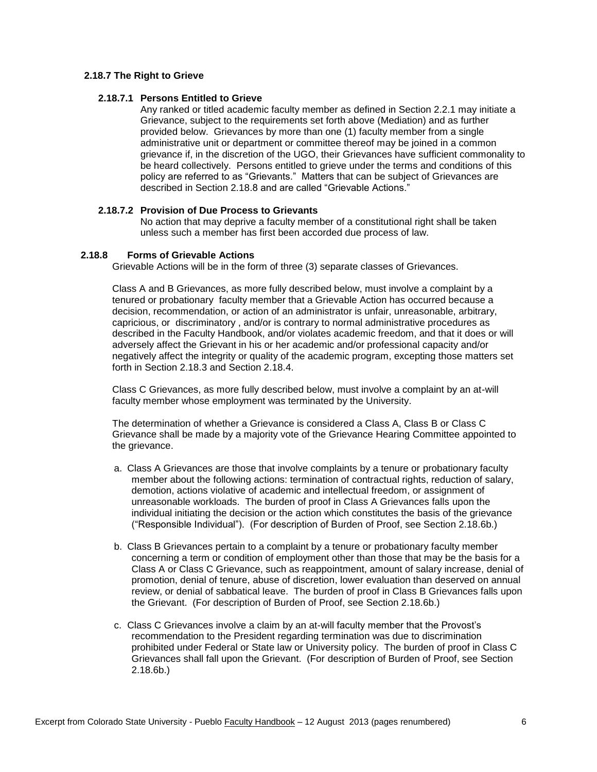### 2.18.7 The Right to Grieve

#### 2.18.7.1 Persons Entitled to Grieve

Any ranked or titled academic faculty member as defined in Section 2.2.1 may initiate a Grievance, subject to the requirements set forth above (Mediation) and as further provided below. Grievances by more than one (1) faculty member from a single administrative unit or department or committee thereof may be joined in a common grievance if, in the discretion of the UGO, their Grievances have sufficient commonality to be heard collectively. Persons entitled to grieve under the terms and conditions of this policy are referred to as "Grievants." Matters that can be subject of Grievances are described in Section 2.18.8 and are called "Grievable Actions."

#### 2.18.7.2 Provision of Due Process to Grievants

No action that may deprive a faculty member of a constitutional right shall be taken unless such a member has first been accorded due process of law.

### 2.18.8 Forms of Grievable Actions

Grievable Actions will be in the form of three (3) separate classes of Grievances.

Class A and B Grievances, as more fully described below, must involve a complaint by a tenured or probationary faculty member that a Grievable Action has occurred because a decision, recommendation, or action of an administrator is unfair, unreasonable, arbitrary, capricious, or discriminatory , and/or is contrary to normal administrative procedures as described in the Faculty Handbook, and/or violates academic freedom, and that it does or will adversely affect the Grievant in his or her academic and/or professional capacity and/or negatively affect the integrity or quality of the academic program, excepting those matters set forth in Section 2.18.3 and Section 2.18.4.

Class C Grievances, as more fully described below, must involve a complaint by an at-will faculty member whose employment was terminated by the University.

The determination of whether a Grievance is considered a Class A, Class B or Class C Grievance shall be made by a majority vote of the Grievance Hearing Committee appointed to the grievance.

a. Class A Grievances are those that involve complaints by a tenure or probationary faculty member about the following actions: termination of contractual rights, reduction of salary, demotion, actions violative of academic and intellectual freedom, or assignment of unreasonable workloads. The burden of proof in Class A Grievances falls upon the individual initiating the decision or the action which constitutes the basis of the grievance ("Responsible Individual"). (For description of Burden of Proof, see Section 2.18.6b.)

b. Class B Grievances pertain to a complaint by a tenure or probationary faculty member concerning a term or condition of employment other than those that may be the basis for a Class A or Class C Grievance, such as reappointment, amount of salary increase, denial of promotion, denial of tenure, abuse of discretion, lower evaluation than deserved on annual review, or denial of sabbatical leave. The burden of proof in Class B Grievances falls upon the Grievant. (For description of Burden of Proof, see Section 2.18.6b.)

c. Class C Grievances involve a claim by an at-will faculty member that the Provost's recommendation to the President regarding termination was due to discrimination prohibited under Federal or State law or University policy. The burden of proof in Class C Grievances shall fall upon the Grievant. (For description of Burden of Proof, see Section 2.18.6b.)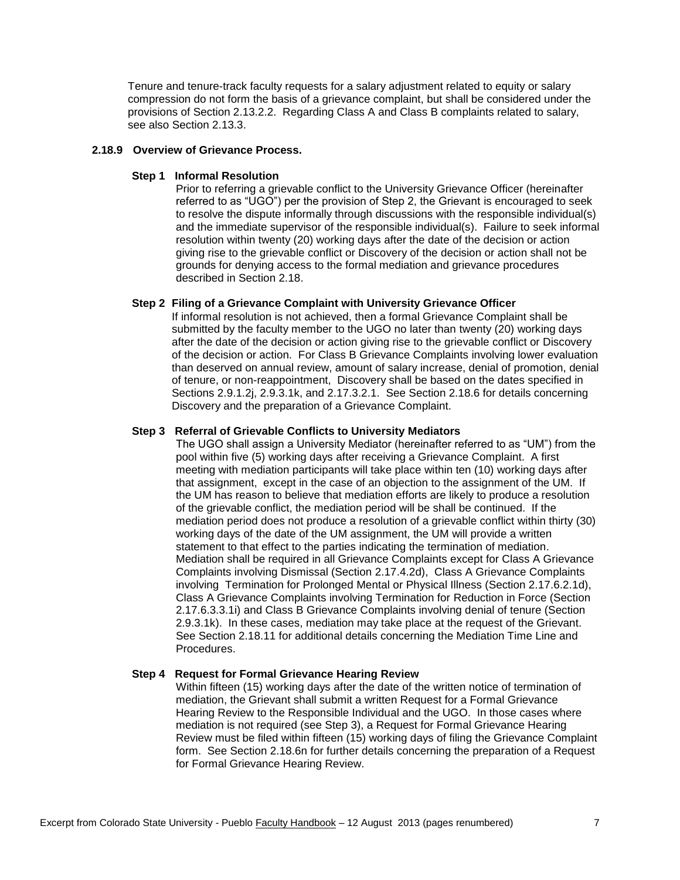Tenure and tenure-track faculty requests for a salary adjustment related to equity or salary compression do not form the basis of a grievance complaint, but shall be considered under the provisions of Section 2.13.2.2. Regarding Class A and Class B complaints related to salary, see also Section 2.13.3.

### 2.18.9 Overview of Grievance Process.

#### Step 1 Informal Resolution

Prior to referring a grievable conflict to the University Grievance Officer (hereinafter referred to as "UGO") per the provision of Step 2, the Grievant is encouraged to seek to resolve the dispute informally through discussions with the responsible individual(s) and the immediate supervisor of the responsible individual(s). Failure to seek informal resolution within twenty (20) working days after the date of the decision or action giving rise to the grievable conflict or Discovery of the decision or action shall not be grounds for denying access to the formal mediation and grievance procedures described in Section 2.18.

#### Step 2 Filing of a Grievance Complaint with University Grievance Officer

If informal resolution is not achieved, then a formal Grievance Complaint shall be submitted by the faculty member to the UGO no later than twenty (20) working days after the date of the decision or action giving rise to the grievable conflict or Discovery of the decision or action. For Class B Grievance Complaints involving lower evaluation than deserved on annual review, amount of salary increase, denial of promotion, denial of tenure, or non-reappointment, Discovery shall be based on the dates specified in Sections 2.9.1.2j, 2.9.3.1k, and 2.17.3.2.1. See Section 2.18.6 for details concerning Discovery and the preparation of a Grievance Complaint.

#### Step 3 Referral of Grievable Conflicts to University Mediators

The UGO shall assign a University Mediator (hereinafter referred to as "UM") from the pool within five (5) working days after receiving a Grievance Complaint. A first meeting with mediation participants will take place within ten (10) working days after that assignment, except in the case of an objection to the assignment of the UM. If the UM has reason to believe that mediation efforts are likely to produce a resolution of the grievable conflict, the mediation period will be shall be continued. If the mediation period does not produce a resolution of a grievable conflict within thirty (30) working days of the date of the UM assignment, the UM will provide a written statement to that effect to the parties indicating the termination of mediation. Mediation shall be required in all Grievance Complaints except for Class A Grievance Complaints involving Dismissal (Section 2.17.4.2d), Class A Grievance Complaints involving Termination for Prolonged Mental or Physical Illness (Section 2.17.6.2.1d), Class A Grievance Complaints involving Termination for Reduction in Force (Section 2.17.6.3.3.1i) and Class B Grievance Complaints involving denial of tenure (Section 2.9.3.1k). In these cases, mediation may take place at the request of the Grievant. See Section 2.18.11 for additional details concerning the Mediation Time Line and Procedures.

#### Step 4 Request for Formal Grievance Hearing Review

Within fifteen (15) working days after the date of the written notice of termination of mediation, the Grievant shall submit a written Request for a Formal Grievance Hearing Review to the Responsible Individual and the UGO. In those cases where mediation is not required (see Step 3), a Request for Formal Grievance Hearing Review must be filed within fifteen (15) working days of filing the Grievance Complaint form. See Section 2.18.6n for further details concerning the preparation of a Request for Formal Grievance Hearing Review.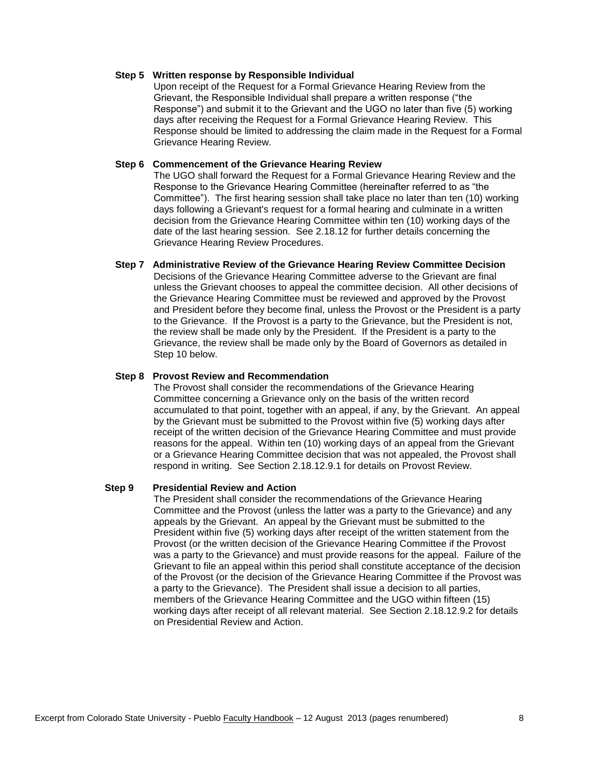**Step 5 Written response by Responsible Individual**

Upon receipt of the Request for a Formal Grievance Hearing Review from the Grievant, the Responsible Individual shall prepare a written response ("the Response") and submit it to the Grievant and the UGO no later than five (5) working days after receiving the Request for a Formal Grievance Hearing Review. This Response should be limited to addressing the claim made in the Request for a Formal Grievance Hearing Review.

**Step 6 Commencement of the Grievance Hearing Review**

The UGO shall forward the Request for a Formal Grievance Hearing Review and the Response to the Grievance Hearing Committee (hereinafter referred to as "the Committee"). The first hearing session shall take place no later than ten (10) working days following a Grievant's request for a formal hearing and culminate in a written decision from the Grievance Hearing Committee within ten (10) working days of the date of the last hearing session. See 2.18.12 for further details concerning the Grievance Hearing Review Procedures.

**Step 7 Administrative Review of the Grievance Hearing Review Committee Decision**

Decisions of the Grievance Hearing Committee adverse to the Grievant are final unless the Grievant chooses to appeal the committee decision. All other decisions of the Grievance Hearing Committee must be reviewed and approved by the Provost and President before they become final, unless the Provost or the President is a party to the Grievance. If the Provost is a party to the Grievance, but the President is not, the review shall be made only by the President. If the President is a party to the Grievance, the review shall be made only by the Board of Governors as detailed in Step 10 below.

**Step 8 Provost Review and Recommendation**

The Provost shall consider the recommendations of the Grievance Hearing Committee concerning a Grievance only on the basis of the written record accumulated to that point, together with an appeal, if any, by the Grievant. An appeal by the Grievant must be submitted to the Provost within five (5) working days after receipt of the written decision of the Grievance Hearing Committee and must provide reasons for the appeal. Within ten (10) working days of an appeal from the Grievant or a Grievance Hearing Committee decision that was not appealed, the Provost shall respond in writing. See Section 2.18.12.9.1 for details on Provost Review.

**Step 9 Presidential Review and Action**

The President shall consider the recommendations of the Grievance Hearing Committee and the Provost (unless the latter was a party to the Grievance) and any appeals by the Grievant. An appeal by the Grievant must be submitted to the President within five (5) working days after receipt of the written statement from the Provost (or the written decision of the Grievance Hearing Committee if the Provost was a party to the Grievance) and must provide reasons for the appeal. Failure of the Grievant to file an appeal within this period shall constitute acceptance of the decision of the Provost (or the decision of the Grievance Hearing Committee if the Provost was a party to the Grievance). The President shall issue a decision to all parties, members of the Grievance Hearing Committee and the UGO within fifteen (15) working days after receipt of all relevant material. See Section 2.18.12.9.2 for details on Presidential Review and Action.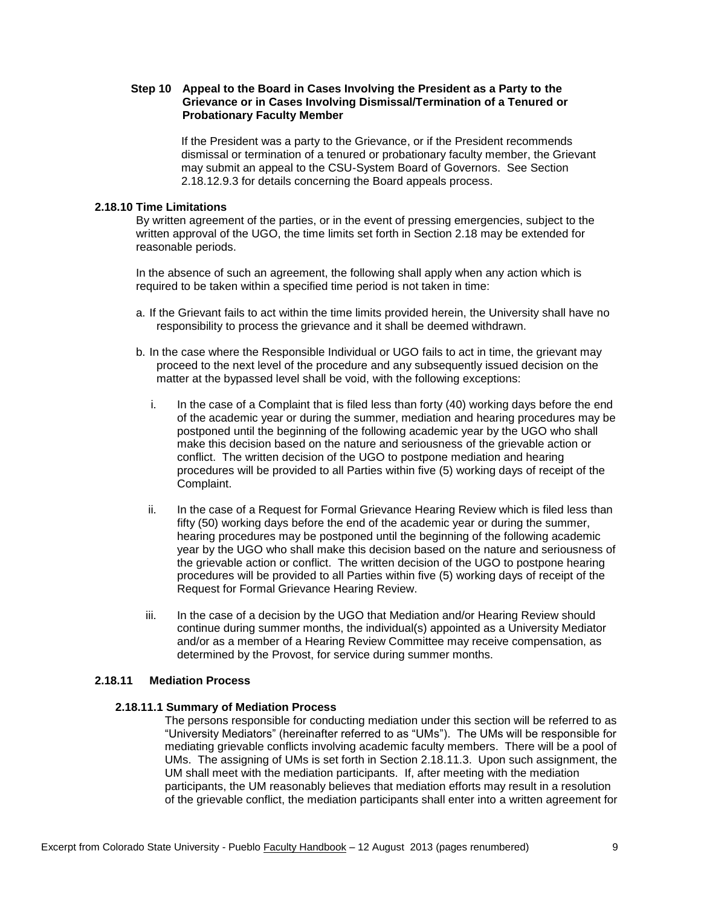**Step 10 Appeal to the Board in Cases Involving the President as a Party to the Grievance or in Cases Involving Dismissal/Termination of a Tenured or Probationary Faculty Member**

If the President was a party to the Grievance, or if the President recommends dismissal or termination of a tenured or probationary faculty member, the Grievant may submit an appeal to the CSU-System Board of Governors. See Section 2.18.12.9.3 for details concerning the Board appeals process.

### 2.18.10 Time Limitations

By written agreement of the parties, or in the event of pressing emergencies, subject to the written approval of the UGO, the time limits set forth in Section 2.18 may be extended for reasonable periods.

In the absence of such an agreement, the following shall apply when any action which is required to be taken within a specified time period is not taken in time:

a. If the Grievant fails to act within the time limits provided herein, the University shall have no responsibility to process the grievance and it shall be deemed withdrawn.

b. In the case where the Responsible Individual or UGO fails to act in time, the grievant may proceed to the next level of the procedure and any subsequently issued decision on the matter at the bypassed level shall be void, with the following exceptions:

   i. In the case of a Complaint that is filed less than forty (40) working days before the end of the academic year or during the summer, mediation and hearing procedures may be postponed until the beginning of the following academic year by the UGO who shall make this decision based on the nature and seriousness of the grievable action or conflict. The written decision of the UGO to postpone mediation and hearing procedures will be provided to all Parties within five (5) working days of receipt of the Complaint.

   ii. In the case of a Request for Formal Grievance Hearing Review which is filed less than fifty (50) working days before the end of the academic year or during the summer, hearing procedures may be postponed until the beginning of the following academic year by the UGO who shall make this decision based on the nature and seriousness of the grievable action or conflict. The written decision of the UGO to postpone hearing procedures will be provided to all Parties within five (5) working days of receipt of the Request for Formal Grievance Hearing Review.

   iii. In the case of a decision by the UGO that Mediation and/or Hearing Review should continue during summer months, the individual(s) appointed as a University Mediator and/or as a member of a Hearing Review Committee may receive compensation, as determined by the Provost, for service during summer months.

### 2.18.11 Mediation Process

#### 2.18.11.1 Summary of Mediation Process

The persons responsible for conducting mediation under this section will be referred to as "University Mediators" (hereinafter referred to as "UMs"). The UMs will be responsible for mediating grievable conflicts involving academic faculty members. There will be a pool of UMs. The assigning of UMs is set forth in Section 2.18.11.3. Upon such assignment, the UM shall meet with the mediation participants. If, after meeting with the mediation participants, the UM reasonably believes that mediation efforts may result in a resolution of the grievable conflict, the mediation participants shall enter into a written agreement for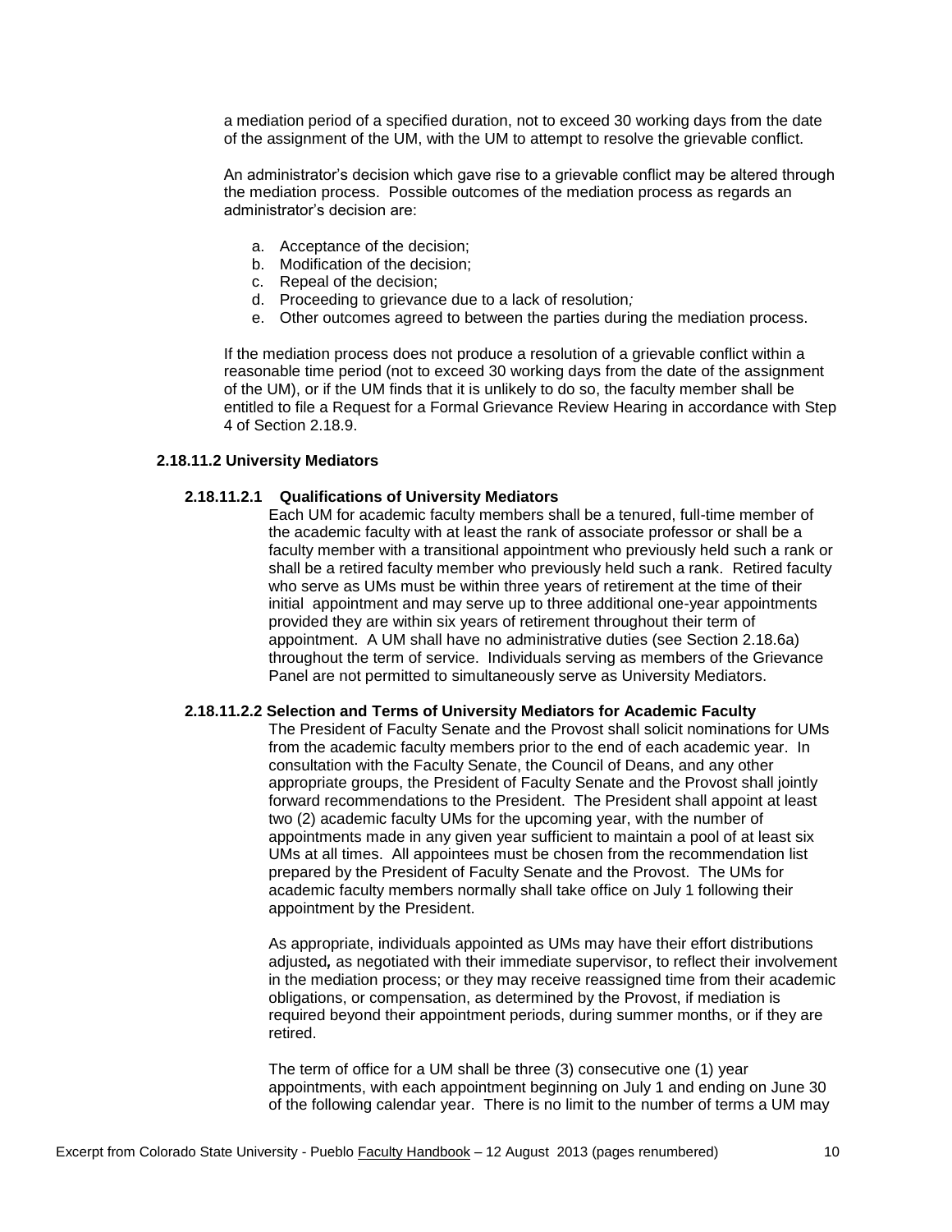a mediation period of a specified duration, not to exceed 30 working days from the date of the assignment of the UM, with the UM to attempt to resolve the grievable conflict.

An administrator's decision which gave rise to a grievable conflict may be altered through the mediation process. Possible outcomes of the mediation process as regards an administrator's decision are:

a. Acceptance of the decision;
b. Modification of the decision;
c. Repeal of the decision;
d. Proceeding to grievance due to a lack of resolution*;*
e. Other outcomes agreed to between the parties during the mediation process.

If the mediation process does not produce a resolution of a grievable conflict within a reasonable time period (not to exceed 30 working days from the date of the assignment of the UM), or if the UM finds that it is unlikely to do so, the faculty member shall be entitled to file a Request for a Formal Grievance Review Hearing in accordance with Step 4 of Section 2.18.9.

### 2.18.11.2 University Mediators

#### 2.18.11.2.1 Qualifications of University Mediators

Each UM for academic faculty members shall be a tenured, full-time member of the academic faculty with at least the rank of associate professor or shall be a faculty member with a transitional appointment who previously held such a rank or shall be a retired faculty member who previously held such a rank. Retired faculty who serve as UMs must be within three years of retirement at the time of their initial appointment and may serve up to three additional one-year appointments provided they are within six years of retirement throughout their term of appointment. A UM shall have no administrative duties (see Section 2.18.6a) throughout the term of service. Individuals serving as members of the Grievance Panel are not permitted to simultaneously serve as University Mediators.

#### 2.18.11.2.2 Selection and Terms of University Mediators for Academic Faculty

The President of Faculty Senate and the Provost shall solicit nominations for UMs from the academic faculty members prior to the end of each academic year. In consultation with the Faculty Senate, the Council of Deans, and any other appropriate groups, the President of Faculty Senate and the Provost shall jointly forward recommendations to the President. The President shall appoint at least two (2) academic faculty UMs for the upcoming year, with the number of appointments made in any given year sufficient to maintain a pool of at least six UMs at all times. All appointees must be chosen from the recommendation list prepared by the President of Faculty Senate and the Provost. The UMs for academic faculty members normally shall take office on July 1 following their appointment by the President.

As appropriate, individuals appointed as UMs may have their effort distributions adjusted*,* as negotiated with their immediate supervisor, to reflect their involvement in the mediation process; or they may receive reassigned time from their academic obligations, or compensation, as determined by the Provost, if mediation is required beyond their appointment periods, during summer months, or if they are retired.

The term of office for a UM shall be three (3) consecutive one (1) year appointments, with each appointment beginning on July 1 and ending on June 30 of the following calendar year. There is no limit to the number of terms a UM may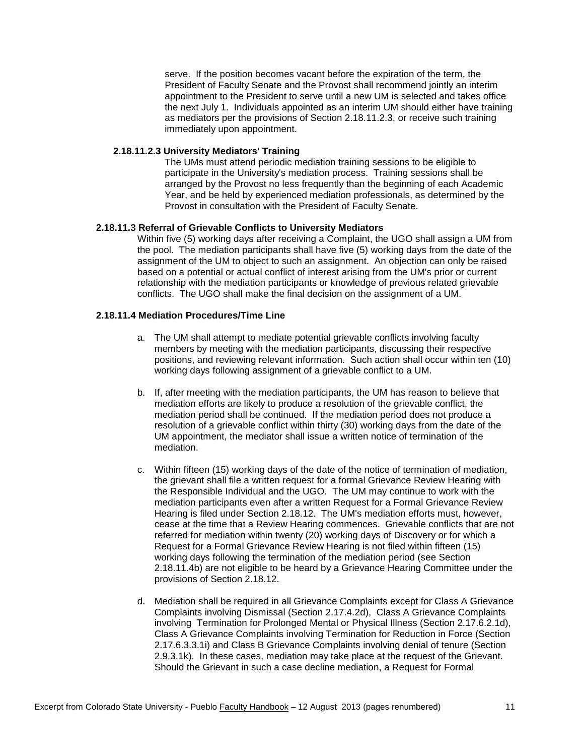serve. If the position becomes vacant before the expiration of the term, the President of Faculty Senate and the Provost shall recommend jointly an interim appointment to the President to serve until a new UM is selected and takes office the next July 1. Individuals appointed as an interim UM should either have training as mediators per the provisions of Section 2.18.11.2.3, or receive such training immediately upon appointment.

#### 2.18.11.2.3 University Mediators' Training

The UMs must attend periodic mediation training sessions to be eligible to participate in the University's mediation process. Training sessions shall be arranged by the Provost no less frequently than the beginning of each Academic Year, and be held by experienced mediation professionals, as determined by the Provost in consultation with the President of Faculty Senate.

### 2.18.11.3 Referral of Grievable Conflicts to University Mediators

Within five (5) working days after receiving a Complaint, the UGO shall assign a UM from the pool. The mediation participants shall have five (5) working days from the date of the assignment of the UM to object to such an assignment. An objection can only be raised based on a potential or actual conflict of interest arising from the UM's prior or current relationship with the mediation participants or knowledge of previous related grievable conflicts. The UGO shall make the final decision on the assignment of a UM.

### 2.18.11.4 Mediation Procedures/Time Line

a. The UM shall attempt to mediate potential grievable conflicts involving faculty members by meeting with the mediation participants, discussing their respective positions, and reviewing relevant information. Such action shall occur within ten (10) working days following assignment of a grievable conflict to a UM.

b. If, after meeting with the mediation participants, the UM has reason to believe that mediation efforts are likely to produce a resolution of the grievable conflict, the mediation period shall be continued. If the mediation period does not produce a resolution of a grievable conflict within thirty (30) working days from the date of the UM appointment, the mediator shall issue a written notice of termination of the mediation.

c. Within fifteen (15) working days of the date of the notice of termination of mediation, the grievant shall file a written request for a formal Grievance Review Hearing with the Responsible Individual and the UGO. The UM may continue to work with the mediation participants even after a written Request for a Formal Grievance Review Hearing is filed under Section 2.18.12. The UM's mediation efforts must, however, cease at the time that a Review Hearing commences. Grievable conflicts that are not referred for mediation within twenty (20) working days of Discovery or for which a Request for a Formal Grievance Review Hearing is not filed within fifteen (15) working days following the termination of the mediation period (see Section 2.18.11.4b) are not eligible to be heard by a Grievance Hearing Committee under the provisions of Section 2.18.12.

d. Mediation shall be required in all Grievance Complaints except for Class A Grievance Complaints involving Dismissal (Section 2.17.4.2d), Class A Grievance Complaints involving Termination for Prolonged Mental or Physical Illness (Section 2.17.6.2.1d), Class A Grievance Complaints involving Termination for Reduction in Force (Section 2.17.6.3.3.1i) and Class B Grievance Complaints involving denial of tenure (Section 2.9.3.1k). In these cases, mediation may take place at the request of the Grievant. Should the Grievant in such a case decline mediation, a Request for Formal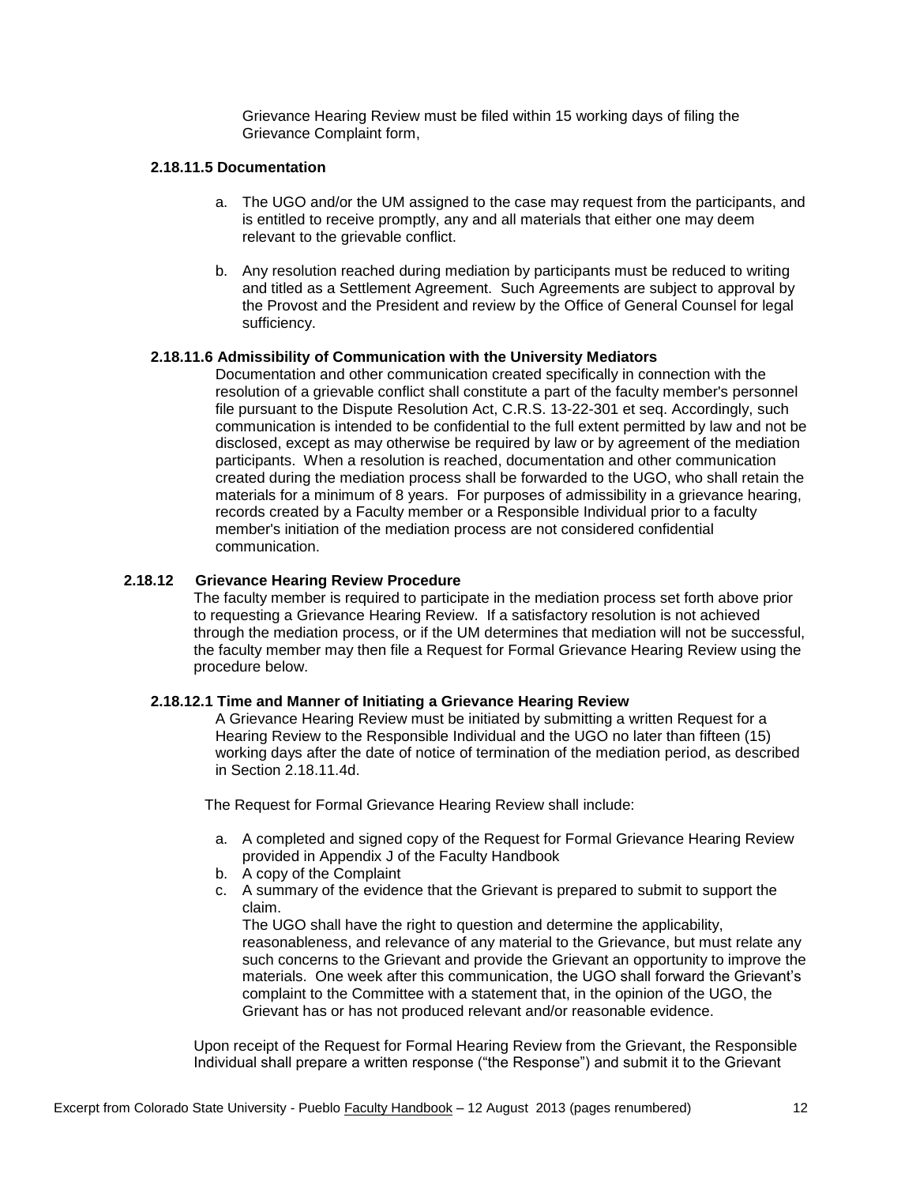Grievance Hearing Review must be filed within 15 working days of filing the Grievance Complaint form,

### 2.18.11.5 Documentation

a. The UGO and/or the UM assigned to the case may request from the participants, and is entitled to receive promptly, any and all materials that either one may deem relevant to the grievable conflict.

b. Any resolution reached during mediation by participants must be reduced to writing and titled as a Settlement Agreement. Such Agreements are subject to approval by the Provost and the President and review by the Office of General Counsel for legal sufficiency.

### 2.18.11.6 Admissibility of Communication with the University Mediators

Documentation and other communication created specifically in connection with the resolution of a grievable conflict shall constitute a part of the faculty member's personnel file pursuant to the Dispute Resolution Act, C.R.S. 13-22-301 et seq. Accordingly, such communication is intended to be confidential to the full extent permitted by law and not be disclosed, except as may otherwise be required by law or by agreement of the mediation participants. When a resolution is reached, documentation and other communication created during the mediation process shall be forwarded to the UGO, who shall retain the materials for a minimum of 8 years. For purposes of admissibility in a grievance hearing, records created by a Faculty member or a Responsible Individual prior to a faculty member's initiation of the mediation process are not considered confidential communication.

## 2.18.12 Grievance Hearing Review Procedure

The faculty member is required to participate in the mediation process set forth above prior to requesting a Grievance Hearing Review. If a satisfactory resolution is not achieved through the mediation process, or if the UM determines that mediation will not be successful, the faculty member may then file a Request for Formal Grievance Hearing Review using the procedure below.

### 2.18.12.1 Time and Manner of Initiating a Grievance Hearing Review

A Grievance Hearing Review must be initiated by submitting a written Request for a Hearing Review to the Responsible Individual and the UGO no later than fifteen (15) working days after the date of notice of termination of the mediation period, as described in Section 2.18.11.4d.

The Request for Formal Grievance Hearing Review shall include:

a. A completed and signed copy of the Request for Formal Grievance Hearing Review provided in Appendix J of the Faculty Handbook
b. A copy of the Complaint
c. A summary of the evidence that the Grievant is prepared to submit to support the claim.
The UGO shall have the right to question and determine the applicability, reasonableness, and relevance of any material to the Grievance, but must relate any such concerns to the Grievant and provide the Grievant an opportunity to improve the materials. One week after this communication, the UGO shall forward the Grievant's complaint to the Committee with a statement that, in the opinion of the UGO, the Grievant has or has not produced relevant and/or reasonable evidence.

Upon receipt of the Request for Formal Hearing Review from the Grievant, the Responsible Individual shall prepare a written response ("the Response") and submit it to the Grievant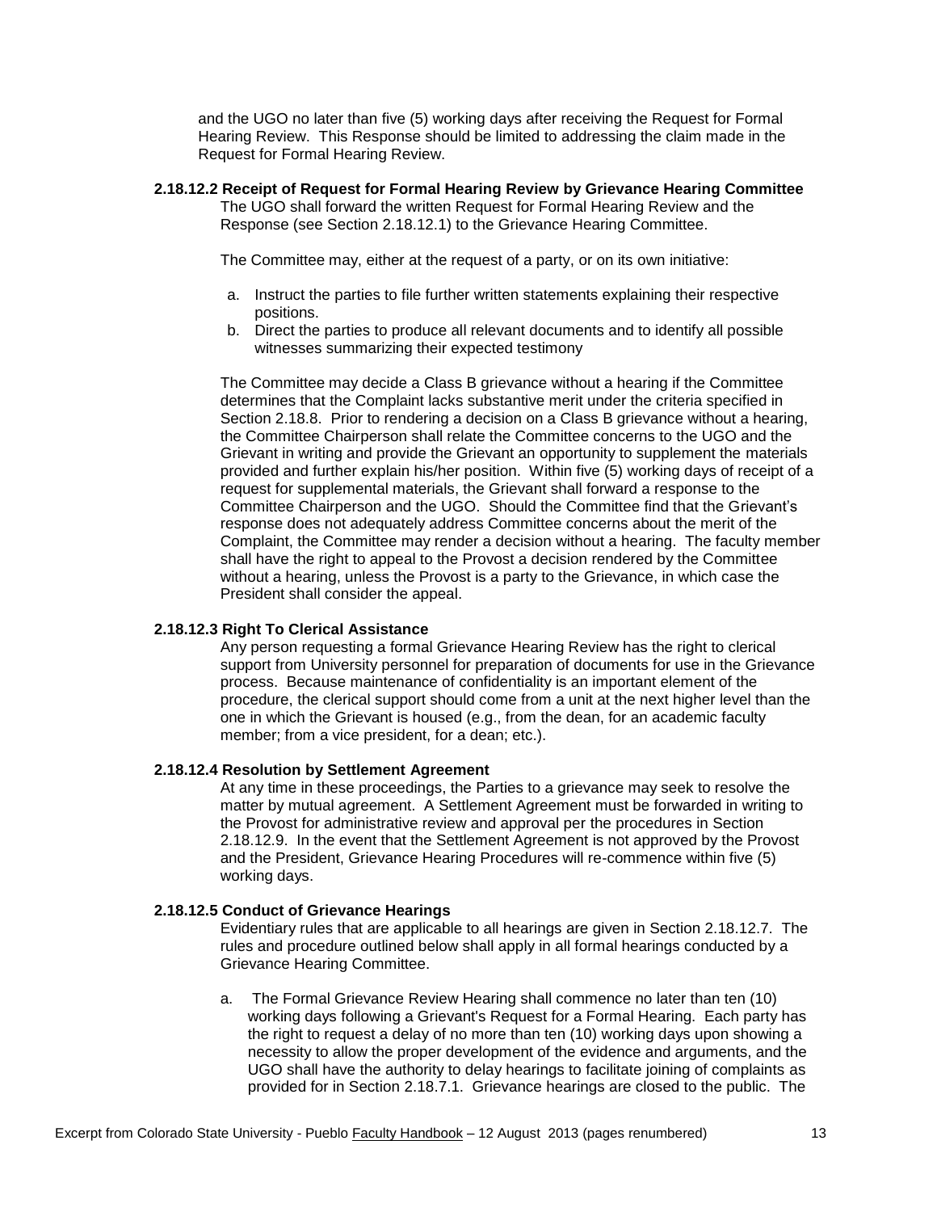and the UGO no later than five (5) working days after receiving the Request for Formal Hearing Review. This Response should be limited to addressing the claim made in the Request for Formal Hearing Review.

**2.18.12.2 Receipt of Request for Formal Hearing Review by Grievance Hearing Committee**

The UGO shall forward the written Request for Formal Hearing Review and the Response (see Section 2.18.12.1) to the Grievance Hearing Committee.

The Committee may, either at the request of a party, or on its own initiative:

a. Instruct the parties to file further written statements explaining their respective positions.
b. Direct the parties to produce all relevant documents and to identify all possible witnesses summarizing their expected testimony

The Committee may decide a Class B grievance without a hearing if the Committee determines that the Complaint lacks substantive merit under the criteria specified in Section 2.18.8. Prior to rendering a decision on a Class B grievance without a hearing, the Committee Chairperson shall relate the Committee concerns to the UGO and the Grievant in writing and provide the Grievant an opportunity to supplement the materials provided and further explain his/her position. Within five (5) working days of receipt of a request for supplemental materials, the Grievant shall forward a response to the Committee Chairperson and the UGO. Should the Committee find that the Grievant's response does not adequately address Committee concerns about the merit of the Complaint, the Committee may render a decision without a hearing. The faculty member shall have the right to appeal to the Provost a decision rendered by the Committee without a hearing, unless the Provost is a party to the Grievance, in which case the President shall consider the appeal.

**2.18.12.3 Right To Clerical Assistance**

Any person requesting a formal Grievance Hearing Review has the right to clerical support from University personnel for preparation of documents for use in the Grievance process. Because maintenance of confidentiality is an important element of the procedure, the clerical support should come from a unit at the next higher level than the one in which the Grievant is housed (e.g., from the dean, for an academic faculty member; from a vice president, for a dean; etc.).

**2.18.12.4 Resolution by Settlement Agreement**

At any time in these proceedings, the Parties to a grievance may seek to resolve the matter by mutual agreement. A Settlement Agreement must be forwarded in writing to the Provost for administrative review and approval per the procedures in Section 2.18.12.9. In the event that the Settlement Agreement is not approved by the Provost and the President, Grievance Hearing Procedures will re-commence within five (5) working days.

**2.18.12.5 Conduct of Grievance Hearings**

Evidentiary rules that are applicable to all hearings are given in Section 2.18.12.7. The rules and procedure outlined below shall apply in all formal hearings conducted by a Grievance Hearing Committee.

a. The Formal Grievance Review Hearing shall commence no later than ten (10) working days following a Grievant's Request for a Formal Hearing. Each party has the right to request a delay of no more than ten (10) working days upon showing a necessity to allow the proper development of the evidence and arguments, and the UGO shall have the authority to delay hearings to facilitate joining of complaints as provided for in Section 2.18.7.1. Grievance hearings are closed to the public. The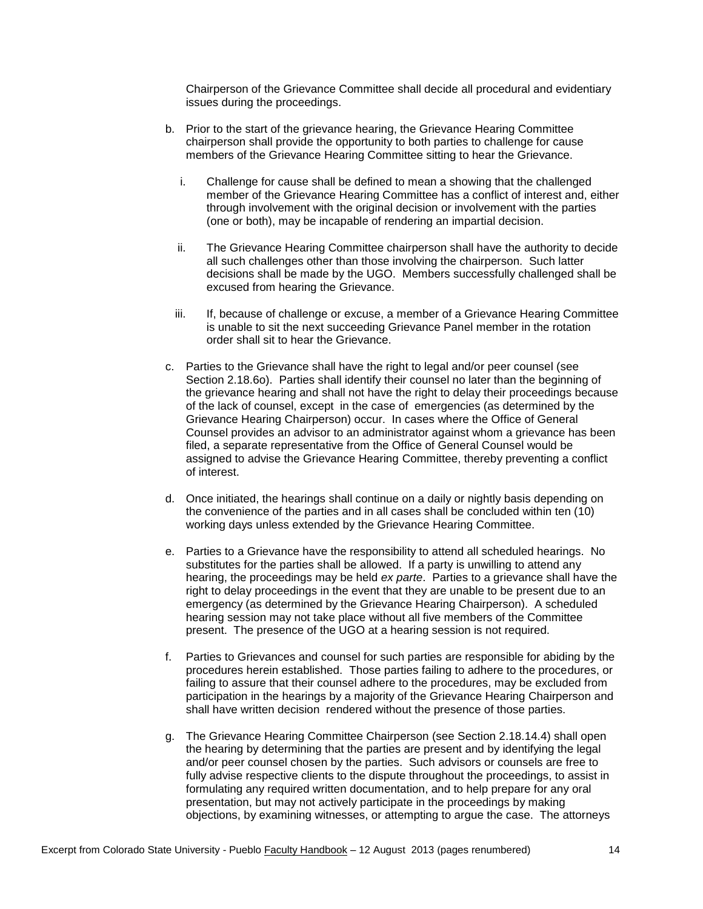Chairperson of the Grievance Committee shall decide all procedural and evidentiary issues during the proceedings.

b. Prior to the start of the grievance hearing, the Grievance Hearing Committee chairperson shall provide the opportunity to both parties to challenge for cause members of the Grievance Hearing Committee sitting to hear the Grievance.

   i. Challenge for cause shall be defined to mean a showing that the challenged member of the Grievance Hearing Committee has a conflict of interest and, either through involvement with the original decision or involvement with the parties (one or both), may be incapable of rendering an impartial decision.

   ii. The Grievance Hearing Committee chairperson shall have the authority to decide all such challenges other than those involving the chairperson. Such latter decisions shall be made by the UGO. Members successfully challenged shall be excused from hearing the Grievance.

   iii. If, because of challenge or excuse, a member of a Grievance Hearing Committee is unable to sit the next succeeding Grievance Panel member in the rotation order shall sit to hear the Grievance.

c. Parties to the Grievance shall have the right to legal and/or peer counsel (see Section 2.18.6o). Parties shall identify their counsel no later than the beginning of the grievance hearing and shall not have the right to delay their proceedings because of the lack of counsel, except in the case of emergencies (as determined by the Grievance Hearing Chairperson) occur. In cases where the Office of General Counsel provides an advisor to an administrator against whom a grievance has been filed, a separate representative from the Office of General Counsel would be assigned to advise the Grievance Hearing Committee, thereby preventing a conflict of interest.

d. Once initiated, the hearings shall continue on a daily or nightly basis depending on the convenience of the parties and in all cases shall be concluded within ten (10) working days unless extended by the Grievance Hearing Committee.

e. Parties to a Grievance have the responsibility to attend all scheduled hearings. No substitutes for the parties shall be allowed. If a party is unwilling to attend any hearing, the proceedings may be held *ex parte*. Parties to a grievance shall have the right to delay proceedings in the event that they are unable to be present due to an emergency (as determined by the Grievance Hearing Chairperson). A scheduled hearing session may not take place without all five members of the Committee present. The presence of the UGO at a hearing session is not required.

f. Parties to Grievances and counsel for such parties are responsible for abiding by the procedures herein established. Those parties failing to adhere to the procedures, or failing to assure that their counsel adhere to the procedures, may be excluded from participation in the hearings by a majority of the Grievance Hearing Chairperson and shall have written decision rendered without the presence of those parties.

g. The Grievance Hearing Committee Chairperson (see Section 2.18.14.4) shall open the hearing by determining that the parties are present and by identifying the legal and/or peer counsel chosen by the parties. Such advisors or counsels are free to fully advise respective clients to the dispute throughout the proceedings, to assist in formulating any required written documentation, and to help prepare for any oral presentation, but may not actively participate in the proceedings by making objections, by examining witnesses, or attempting to argue the case. The attorneys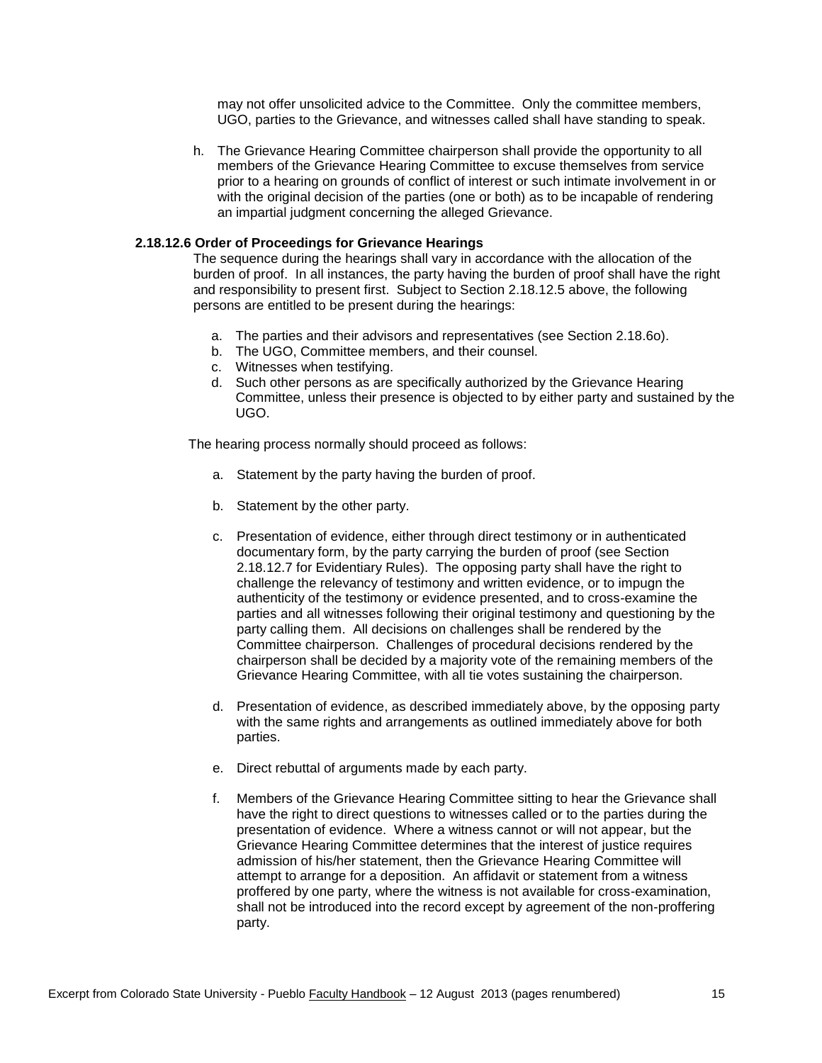may not offer unsolicited advice to the Committee. Only the committee members, UGO, parties to the Grievance, and witnesses called shall have standing to speak.

h. The Grievance Hearing Committee chairperson shall provide the opportunity to all members of the Grievance Hearing Committee to excuse themselves from service prior to a hearing on grounds of conflict of interest or such intimate involvement in or with the original decision of the parties (one or both) as to be incapable of rendering an impartial judgment concerning the alleged Grievance.

**2.18.12.6 Order of Proceedings for Grievance Hearings**

The sequence during the hearings shall vary in accordance with the allocation of the burden of proof. In all instances, the party having the burden of proof shall have the right and responsibility to present first. Subject to Section 2.18.12.5 above, the following persons are entitled to be present during the hearings:

a. The parties and their advisors and representatives (see Section 2.18.6o).
b. The UGO, Committee members, and their counsel.
c. Witnesses when testifying.
d. Such other persons as are specifically authorized by the Grievance Hearing Committee, unless their presence is objected to by either party and sustained by the UGO.

The hearing process normally should proceed as follows:

a. Statement by the party having the burden of proof.

b. Statement by the other party.

c. Presentation of evidence, either through direct testimony or in authenticated documentary form, by the party carrying the burden of proof (see Section 2.18.12.7 for Evidentiary Rules). The opposing party shall have the right to challenge the relevancy of testimony and written evidence, or to impugn the authenticity of the testimony or evidence presented, and to cross-examine the parties and all witnesses following their original testimony and questioning by the party calling them. All decisions on challenges shall be rendered by the Committee chairperson. Challenges of procedural decisions rendered by the chairperson shall be decided by a majority vote of the remaining members of the Grievance Hearing Committee, with all tie votes sustaining the chairperson.

d. Presentation of evidence, as described immediately above, by the opposing party with the same rights and arrangements as outlined immediately above for both parties.

e. Direct rebuttal of arguments made by each party.

f. Members of the Grievance Hearing Committee sitting to hear the Grievance shall have the right to direct questions to witnesses called or to the parties during the presentation of evidence. Where a witness cannot or will not appear, but the Grievance Hearing Committee determines that the interest of justice requires admission of his/her statement, then the Grievance Hearing Committee will attempt to arrange for a deposition. An affidavit or statement from a witness proffered by one party, where the witness is not available for cross-examination, shall not be introduced into the record except by agreement of the non-proffering party.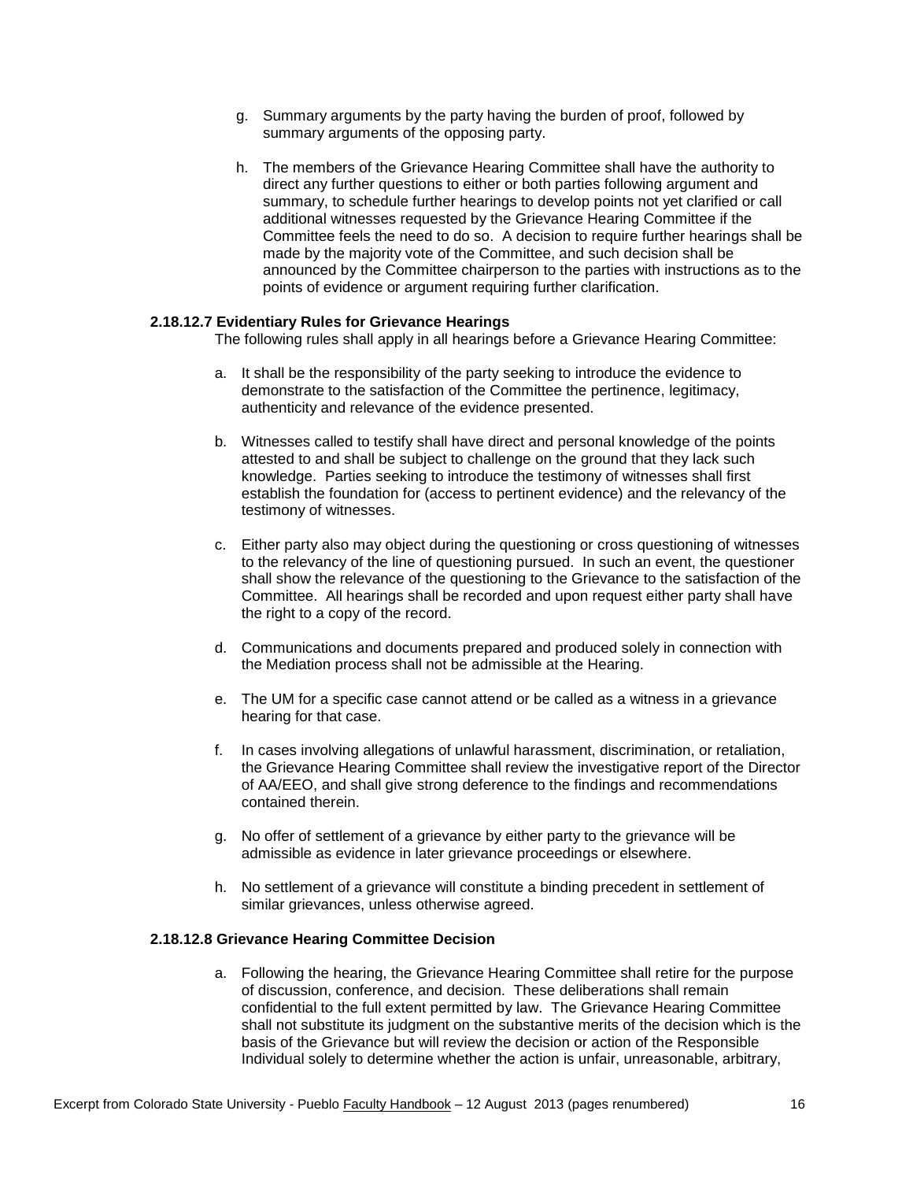g. Summary arguments by the party having the burden of proof, followed by summary arguments of the opposing party.

h. The members of the Grievance Hearing Committee shall have the authority to direct any further questions to either or both parties following argument and summary, to schedule further hearings to develop points not yet clarified or call additional witnesses requested by the Grievance Hearing Committee if the Committee feels the need to do so. A decision to require further hearings shall be made by the majority vote of the Committee, and such decision shall be announced by the Committee chairperson to the parties with instructions as to the points of evidence or argument requiring further clarification.

**2.18.12.7 Evidentiary Rules for Grievance Hearings**

The following rules shall apply in all hearings before a Grievance Hearing Committee:

a. It shall be the responsibility of the party seeking to introduce the evidence to demonstrate to the satisfaction of the Committee the pertinence, legitimacy, authenticity and relevance of the evidence presented.

b. Witnesses called to testify shall have direct and personal knowledge of the points attested to and shall be subject to challenge on the ground that they lack such knowledge. Parties seeking to introduce the testimony of witnesses shall first establish the foundation for (access to pertinent evidence) and the relevancy of the testimony of witnesses.

c. Either party also may object during the questioning or cross questioning of witnesses to the relevancy of the line of questioning pursued. In such an event, the questioner shall show the relevance of the questioning to the Grievance to the satisfaction of the Committee. All hearings shall be recorded and upon request either party shall have the right to a copy of the record.

d. Communications and documents prepared and produced solely in connection with the Mediation process shall not be admissible at the Hearing.

e. The UM for a specific case cannot attend or be called as a witness in a grievance hearing for that case.

f. In cases involving allegations of unlawful harassment, discrimination, or retaliation, the Grievance Hearing Committee shall review the investigative report of the Director of AA/EEO, and shall give strong deference to the findings and recommendations contained therein.

g. No offer of settlement of a grievance by either party to the grievance will be admissible as evidence in later grievance proceedings or elsewhere.

h. No settlement of a grievance will constitute a binding precedent in settlement of similar grievances, unless otherwise agreed.

**2.18.12.8 Grievance Hearing Committee Decision**

a. Following the hearing, the Grievance Hearing Committee shall retire for the purpose of discussion, conference, and decision. These deliberations shall remain confidential to the full extent permitted by law. The Grievance Hearing Committee shall not substitute its judgment on the substantive merits of the decision which is the basis of the Grievance but will review the decision or action of the Responsible Individual solely to determine whether the action is unfair, unreasonable, arbitrary,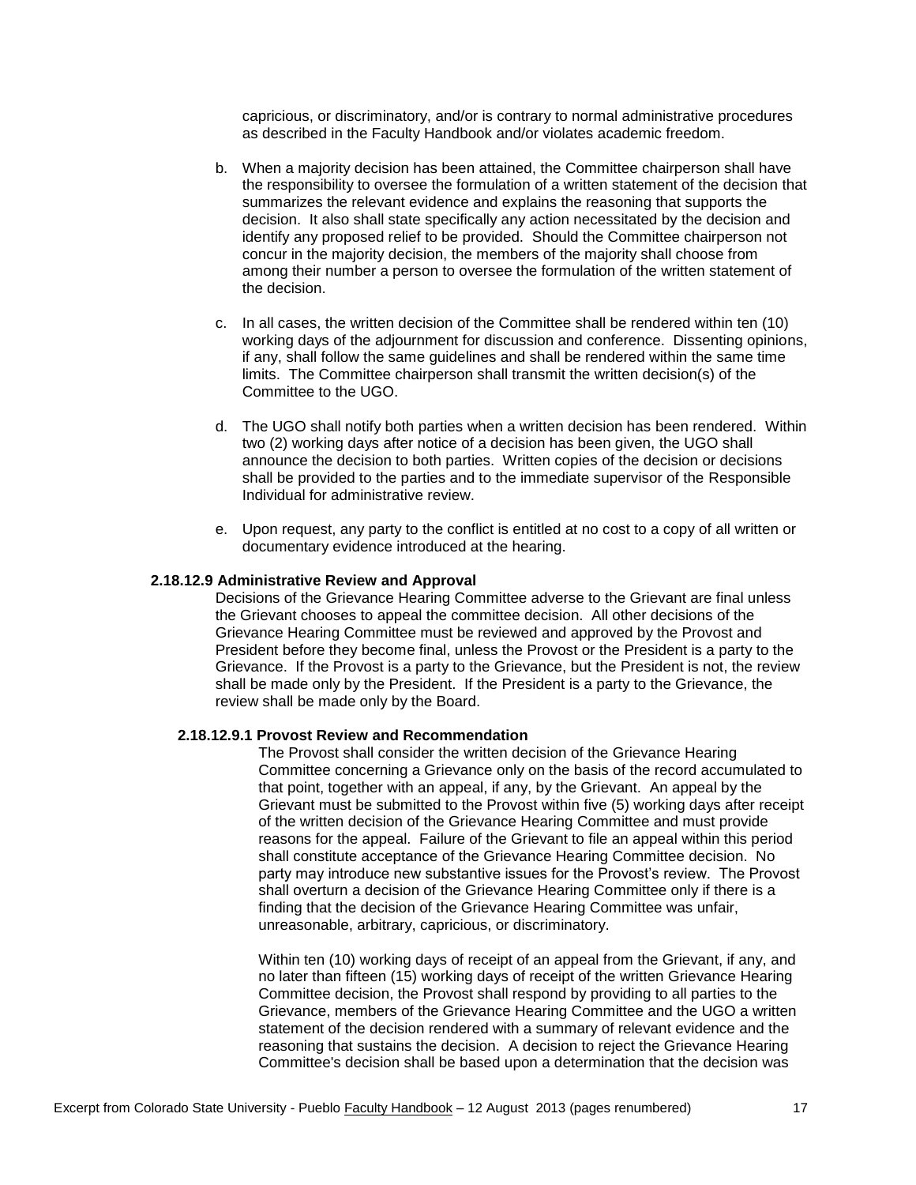capricious, or discriminatory, and/or is contrary to normal administrative procedures as described in the Faculty Handbook and/or violates academic freedom.

b. When a majority decision has been attained, the Committee chairperson shall have the responsibility to oversee the formulation of a written statement of the decision that summarizes the relevant evidence and explains the reasoning that supports the decision. It also shall state specifically any action necessitated by the decision and identify any proposed relief to be provided. Should the Committee chairperson not concur in the majority decision, the members of the majority shall choose from among their number a person to oversee the formulation of the written statement of the decision.

c. In all cases, the written decision of the Committee shall be rendered within ten (10) working days of the adjournment for discussion and conference. Dissenting opinions, if any, shall follow the same guidelines and shall be rendered within the same time limits. The Committee chairperson shall transmit the written decision(s) of the Committee to the UGO.

d. The UGO shall notify both parties when a written decision has been rendered. Within two (2) working days after notice of a decision has been given, the UGO shall announce the decision to both parties. Written copies of the decision or decisions shall be provided to the parties and to the immediate supervisor of the Responsible Individual for administrative review.

e. Upon request, any party to the conflict is entitled at no cost to a copy of all written or documentary evidence introduced at the hearing.

**2.18.12.9 Administrative Review and Approval**

Decisions of the Grievance Hearing Committee adverse to the Grievant are final unless the Grievant chooses to appeal the committee decision. All other decisions of the Grievance Hearing Committee must be reviewed and approved by the Provost and President before they become final, unless the Provost or the President is a party to the Grievance. If the Provost is a party to the Grievance, but the President is not, the review shall be made only by the President. If the President is a party to the Grievance, the review shall be made only by the Board.

**2.18.12.9.1 Provost Review and Recommendation**

The Provost shall consider the written decision of the Grievance Hearing Committee concerning a Grievance only on the basis of the record accumulated to that point, together with an appeal, if any, by the Grievant. An appeal by the Grievant must be submitted to the Provost within five (5) working days after receipt of the written decision of the Grievance Hearing Committee and must provide reasons for the appeal. Failure of the Grievant to file an appeal within this period shall constitute acceptance of the Grievance Hearing Committee decision. No party may introduce new substantive issues for the Provost's review. The Provost shall overturn a decision of the Grievance Hearing Committee only if there is a finding that the decision of the Grievance Hearing Committee was unfair, unreasonable, arbitrary, capricious, or discriminatory.

Within ten (10) working days of receipt of an appeal from the Grievant, if any, and no later than fifteen (15) working days of receipt of the written Grievance Hearing Committee decision, the Provost shall respond by providing to all parties to the Grievance, members of the Grievance Hearing Committee and the UGO a written statement of the decision rendered with a summary of relevant evidence and the reasoning that sustains the decision. A decision to reject the Grievance Hearing Committee's decision shall be based upon a determination that the decision was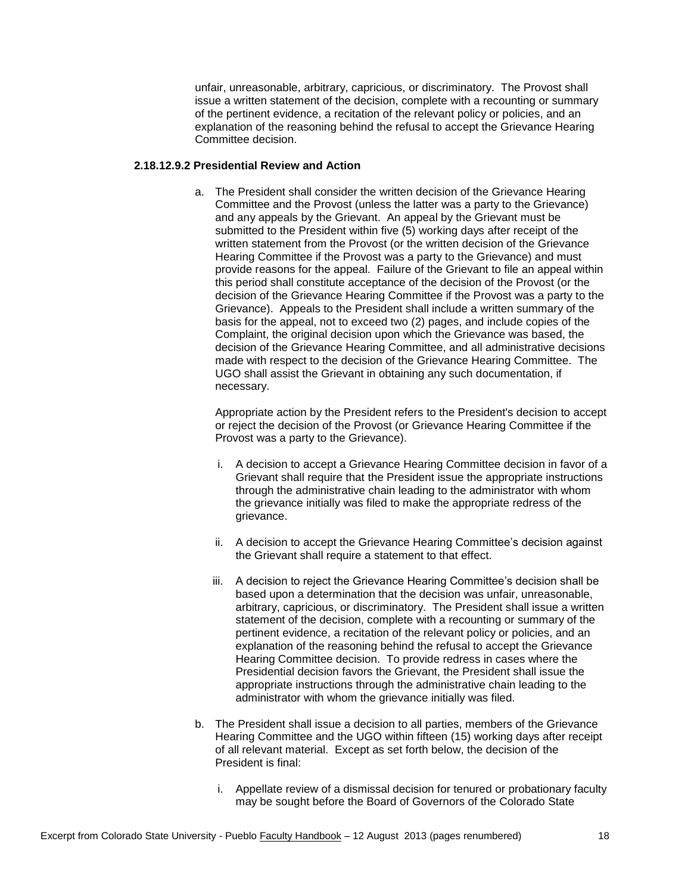unfair, unreasonable, arbitrary, capricious, or discriminatory. The Provost shall issue a written statement of the decision, complete with a recounting or summary of the pertinent evidence, a recitation of the relevant policy or policies, and an explanation of the reasoning behind the refusal to accept the Grievance Hearing Committee decision.

#### 2.18.12.9.2 Presidential Review and Action

a. The President shall consider the written decision of the Grievance Hearing Committee and the Provost (unless the latter was a party to the Grievance) and any appeals by the Grievant. An appeal by the Grievant must be submitted to the President within five (5) working days after receipt of the written statement from the Provost (or the written decision of the Grievance Hearing Committee if the Provost was a party to the Grievance) and must provide reasons for the appeal. Failure of the Grievant to file an appeal within this period shall constitute acceptance of the decision of the Provost (or the decision of the Grievance Hearing Committee if the Provost was a party to the Grievance). Appeals to the President shall include a written summary of the basis for the appeal, not to exceed two (2) pages, and include copies of the Complaint, the original decision upon which the Grievance was based, the decision of the Grievance Hearing Committee, and all administrative decisions made with respect to the decision of the Grievance Hearing Committee. The UGO shall assist the Grievant in obtaining any such documentation, if necessary.

   Appropriate action by the President refers to the President's decision to accept or reject the decision of the Provost (or Grievance Hearing Committee if the Provost was a party to the Grievance).

   i. A decision to accept a Grievance Hearing Committee decision in favor of a Grievant shall require that the President issue the appropriate instructions through the administrative chain leading to the administrator with whom the grievance initially was filed to make the appropriate redress of the grievance.

   ii. A decision to accept the Grievance Hearing Committee's decision against the Grievant shall require a statement to that effect.

   iii. A decision to reject the Grievance Hearing Committee's decision shall be based upon a determination that the decision was unfair, unreasonable, arbitrary, capricious, or discriminatory. The President shall issue a written statement of the decision, complete with a recounting or summary of the pertinent evidence, a recitation of the relevant policy or policies, and an explanation of the reasoning behind the refusal to accept the Grievance Hearing Committee decision. To provide redress in cases where the Presidential decision favors the Grievant, the President shall issue the appropriate instructions through the administrative chain leading to the administrator with whom the grievance initially was filed.

b. The President shall issue a decision to all parties, members of the Grievance Hearing Committee and the UGO within fifteen (15) working days after receipt of all relevant material. Except as set forth below, the decision of the President is final:

   i. Appellate review of a dismissal decision for tenured or probationary faculty may be sought before the Board of Governors of the Colorado State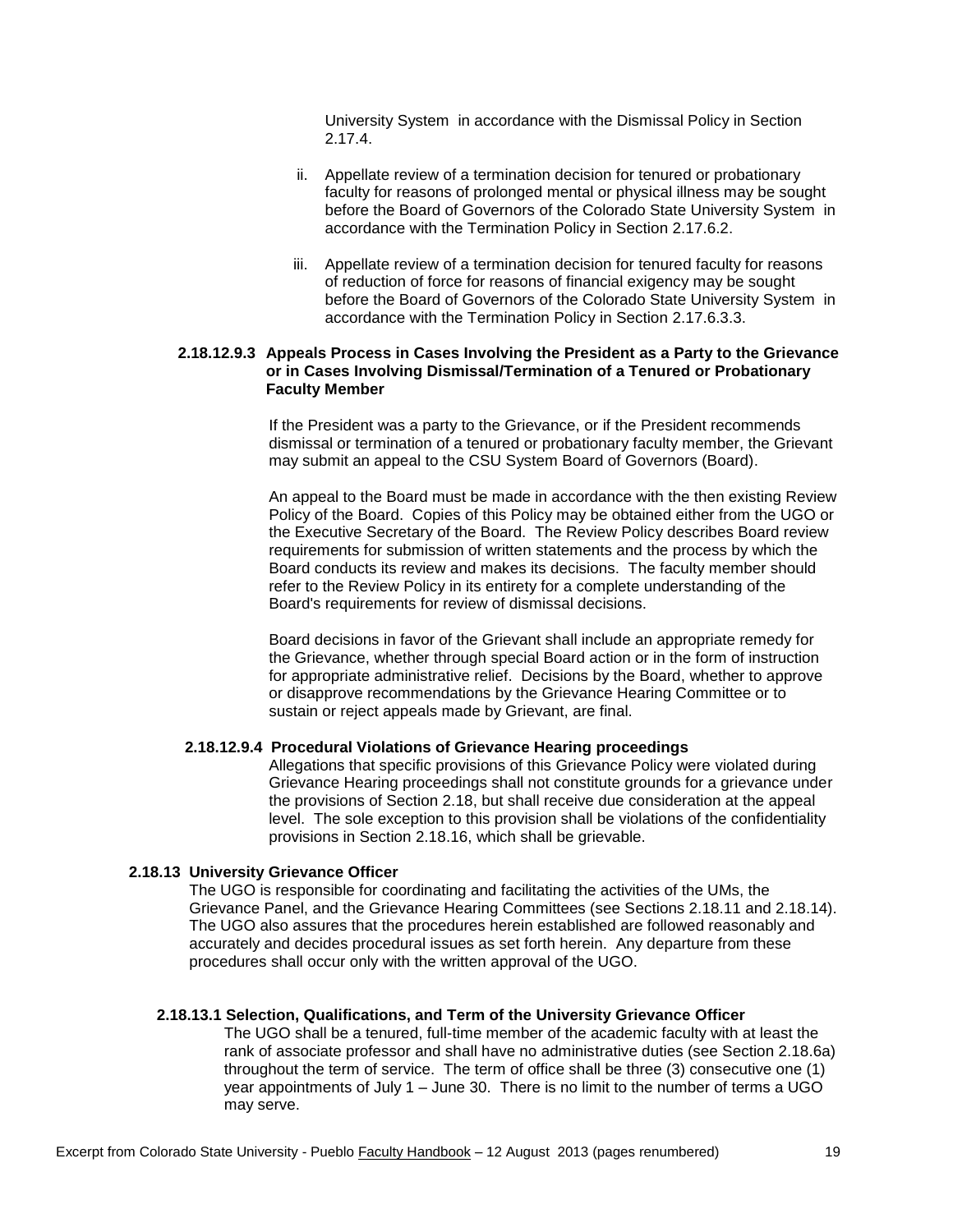University System in accordance with the Dismissal Policy in Section 2.17.4.

ii. Appellate review of a termination decision for tenured or probationary faculty for reasons of prolonged mental or physical illness may be sought before the Board of Governors of the Colorado State University System in accordance with the Termination Policy in Section 2.17.6.2.

iii. Appellate review of a termination decision for tenured faculty for reasons of reduction of force for reasons of financial exigency may be sought before the Board of Governors of the Colorado State University System in accordance with the Termination Policy in Section 2.17.6.3.3.

#### 2.18.12.9.3 Appeals Process in Cases Involving the President as a Party to the Grievance or in Cases Involving Dismissal/Termination of a Tenured or Probationary Faculty Member

If the President was a party to the Grievance, or if the President recommends dismissal or termination of a tenured or probationary faculty member, the Grievant may submit an appeal to the CSU System Board of Governors (Board).

An appeal to the Board must be made in accordance with the then existing Review Policy of the Board. Copies of this Policy may be obtained either from the UGO or the Executive Secretary of the Board. The Review Policy describes Board review requirements for submission of written statements and the process by which the Board conducts its review and makes its decisions. The faculty member should refer to the Review Policy in its entirety for a complete understanding of the Board's requirements for review of dismissal decisions.

Board decisions in favor of the Grievant shall include an appropriate remedy for the Grievance, whether through special Board action or in the form of instruction for appropriate administrative relief. Decisions by the Board, whether to approve or disapprove recommendations by the Grievance Hearing Committee or to sustain or reject appeals made by Grievant, are final.

#### 2.18.12.9.4 Procedural Violations of Grievance Hearing proceedings

Allegations that specific provisions of this Grievance Policy were violated during Grievance Hearing proceedings shall not constitute grounds for a grievance under the provisions of Section 2.18, but shall receive due consideration at the appeal level. The sole exception to this provision shall be violations of the confidentiality provisions in Section 2.18.16, which shall be grievable.

### 2.18.13 University Grievance Officer

The UGO is responsible for coordinating and facilitating the activities of the UMs, the Grievance Panel, and the Grievance Hearing Committees (see Sections 2.18.11 and 2.18.14). The UGO also assures that the procedures herein established are followed reasonably and accurately and decides procedural issues as set forth herein. Any departure from these procedures shall occur only with the written approval of the UGO.

#### 2.18.13.1 Selection, Qualifications, and Term of the University Grievance Officer

The UGO shall be a tenured, full-time member of the academic faculty with at least the rank of associate professor and shall have no administrative duties (see Section 2.18.6a) throughout the term of service. The term of office shall be three (3) consecutive one (1) year appointments of July 1 – June 30. There is no limit to the number of terms a UGO may serve.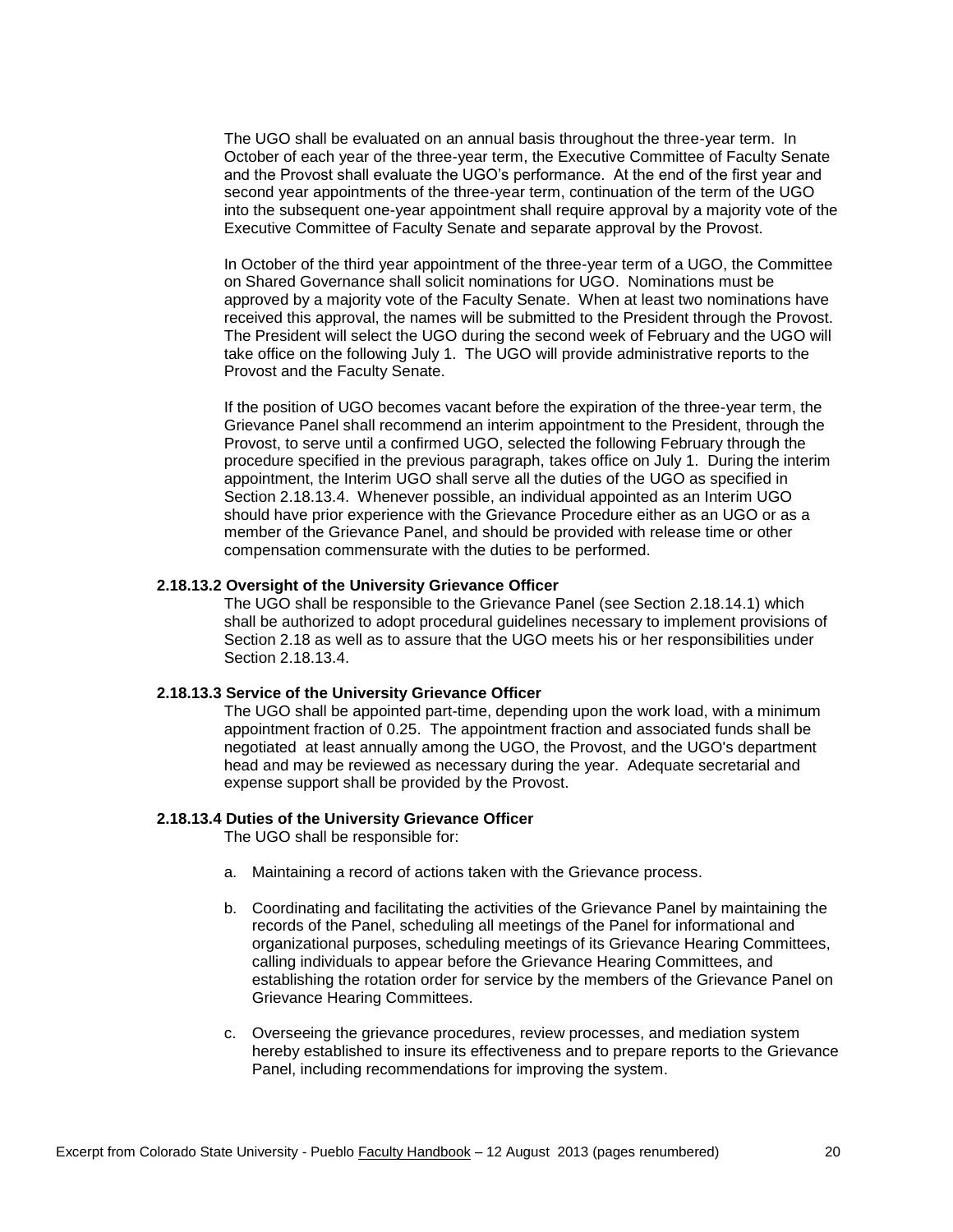The UGO shall be evaluated on an annual basis throughout the three-year term. In October of each year of the three-year term, the Executive Committee of Faculty Senate and the Provost shall evaluate the UGO's performance. At the end of the first year and second year appointments of the three-year term, continuation of the term of the UGO into the subsequent one-year appointment shall require approval by a majority vote of the Executive Committee of Faculty Senate and separate approval by the Provost.

In October of the third year appointment of the three-year term of a UGO, the Committee on Shared Governance shall solicit nominations for UGO. Nominations must be approved by a majority vote of the Faculty Senate. When at least two nominations have received this approval, the names will be submitted to the President through the Provost. The President will select the UGO during the second week of February and the UGO will take office on the following July 1. The UGO will provide administrative reports to the Provost and the Faculty Senate.

If the position of UGO becomes vacant before the expiration of the three-year term, the Grievance Panel shall recommend an interim appointment to the President, through the Provost, to serve until a confirmed UGO, selected the following February through the procedure specified in the previous paragraph, takes office on July 1. During the interim appointment, the Interim UGO shall serve all the duties of the UGO as specified in Section 2.18.13.4. Whenever possible, an individual appointed as an Interim UGO should have prior experience with the Grievance Procedure either as an UGO or as a member of the Grievance Panel, and should be provided with release time or other compensation commensurate with the duties to be performed.

**2.18.13.2 Oversight of the University Grievance Officer**

The UGO shall be responsible to the Grievance Panel (see Section 2.18.14.1) which shall be authorized to adopt procedural guidelines necessary to implement provisions of Section 2.18 as well as to assure that the UGO meets his or her responsibilities under Section 2.18.13.4.

**2.18.13.3 Service of the University Grievance Officer**

The UGO shall be appointed part-time, depending upon the work load, with a minimum appointment fraction of 0.25. The appointment fraction and associated funds shall be negotiated at least annually among the UGO, the Provost, and the UGO's department head and may be reviewed as necessary during the year. Adequate secretarial and expense support shall be provided by the Provost.

**2.18.13.4 Duties of the University Grievance Officer**

The UGO shall be responsible for:

a. Maintaining a record of actions taken with the Grievance process.

b. Coordinating and facilitating the activities of the Grievance Panel by maintaining the records of the Panel, scheduling all meetings of the Panel for informational and organizational purposes, scheduling meetings of its Grievance Hearing Committees, calling individuals to appear before the Grievance Hearing Committees, and establishing the rotation order for service by the members of the Grievance Panel on Grievance Hearing Committees.

c. Overseeing the grievance procedures, review processes, and mediation system hereby established to insure its effectiveness and to prepare reports to the Grievance Panel, including recommendations for improving the system.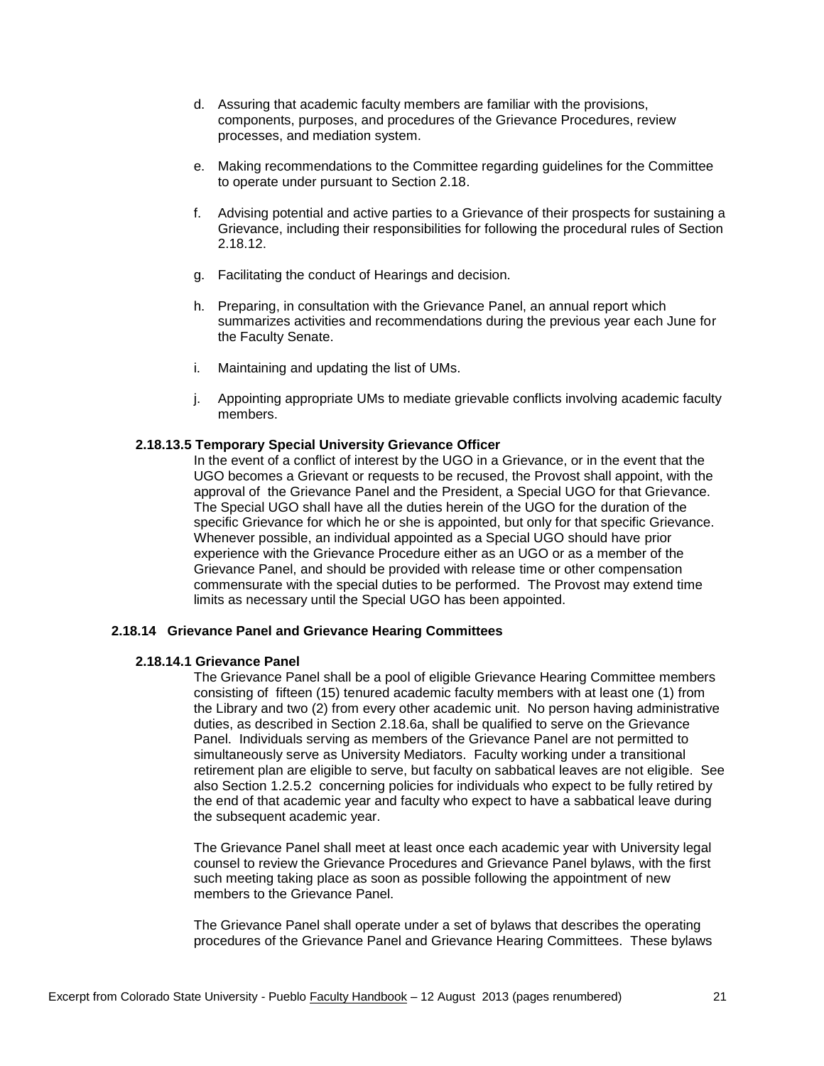d. Assuring that academic faculty members are familiar with the provisions, components, purposes, and procedures of the Grievance Procedures, review processes, and mediation system.

e. Making recommendations to the Committee regarding guidelines for the Committee to operate under pursuant to Section 2.18.

f. Advising potential and active parties to a Grievance of their prospects for sustaining a Grievance, including their responsibilities for following the procedural rules of Section 2.18.12.

g. Facilitating the conduct of Hearings and decision.

h. Preparing, in consultation with the Grievance Panel, an annual report which summarizes activities and recommendations during the previous year each June for the Faculty Senate.

i. Maintaining and updating the list of UMs.

j. Appointing appropriate UMs to mediate grievable conflicts involving academic faculty members.

**2.18.13.5 Temporary Special University Grievance Officer**

In the event of a conflict of interest by the UGO in a Grievance, or in the event that the UGO becomes a Grievant or requests to be recused, the Provost shall appoint, with the approval of the Grievance Panel and the President, a Special UGO for that Grievance. The Special UGO shall have all the duties herein of the UGO for the duration of the specific Grievance for which he or she is appointed, but only for that specific Grievance. Whenever possible, an individual appointed as a Special UGO should have prior experience with the Grievance Procedure either as an UGO or as a member of the Grievance Panel, and should be provided with release time or other compensation commensurate with the special duties to be performed. The Provost may extend time limits as necessary until the Special UGO has been appointed.

**2.18.14 Grievance Panel and Grievance Hearing Committees**

**2.18.14.1 Grievance Panel**

The Grievance Panel shall be a pool of eligible Grievance Hearing Committee members consisting of fifteen (15) tenured academic faculty members with at least one (1) from the Library and two (2) from every other academic unit. No person having administrative duties, as described in Section 2.18.6a, shall be qualified to serve on the Grievance Panel. Individuals serving as members of the Grievance Panel are not permitted to simultaneously serve as University Mediators. Faculty working under a transitional retirement plan are eligible to serve, but faculty on sabbatical leaves are not eligible. See also Section 1.2.5.2 concerning policies for individuals who expect to be fully retired by the end of that academic year and faculty who expect to have a sabbatical leave during the subsequent academic year.

The Grievance Panel shall meet at least once each academic year with University legal counsel to review the Grievance Procedures and Grievance Panel bylaws, with the first such meeting taking place as soon as possible following the appointment of new members to the Grievance Panel.

The Grievance Panel shall operate under a set of bylaws that describes the operating procedures of the Grievance Panel and Grievance Hearing Committees. These bylaws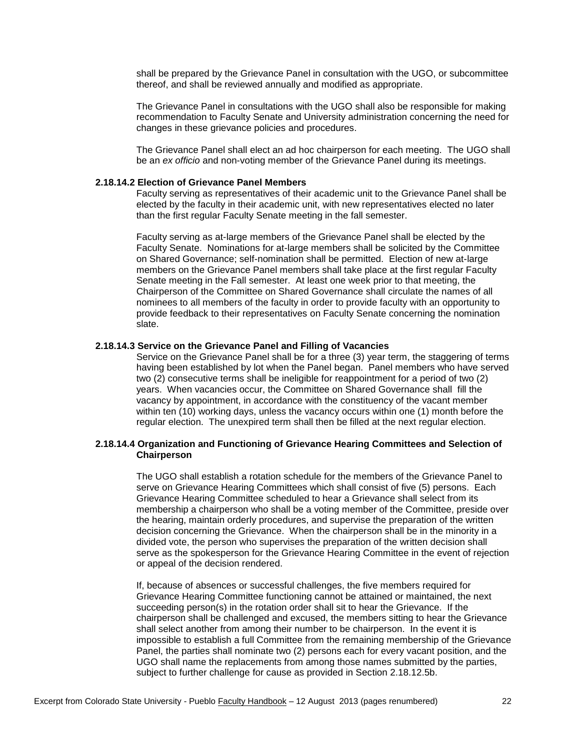shall be prepared by the Grievance Panel in consultation with the UGO, or subcommittee thereof, and shall be reviewed annually and modified as appropriate.

The Grievance Panel in consultations with the UGO shall also be responsible for making recommendation to Faculty Senate and University administration concerning the need for changes in these grievance policies and procedures.

The Grievance Panel shall elect an ad hoc chairperson for each meeting. The UGO shall be an *ex officio* and non-voting member of the Grievance Panel during its meetings.

#### 2.18.14.2 Election of Grievance Panel Members

Faculty serving as representatives of their academic unit to the Grievance Panel shall be elected by the faculty in their academic unit, with new representatives elected no later than the first regular Faculty Senate meeting in the fall semester.

Faculty serving as at-large members of the Grievance Panel shall be elected by the Faculty Senate. Nominations for at-large members shall be solicited by the Committee on Shared Governance; self-nomination shall be permitted. Election of new at-large members on the Grievance Panel members shall take place at the first regular Faculty Senate meeting in the Fall semester. At least one week prior to that meeting, the Chairperson of the Committee on Shared Governance shall circulate the names of all nominees to all members of the faculty in order to provide faculty with an opportunity to provide feedback to their representatives on Faculty Senate concerning the nomination slate.

#### 2.18.14.3 Service on the Grievance Panel and Filling of Vacancies

Service on the Grievance Panel shall be for a three (3) year term, the staggering of terms having been established by lot when the Panel began. Panel members who have served two (2) consecutive terms shall be ineligible for reappointment for a period of two (2) years. When vacancies occur, the Committee on Shared Governance shall fill the vacancy by appointment, in accordance with the constituency of the vacant member within ten (10) working days, unless the vacancy occurs within one (1) month before the regular election. The unexpired term shall then be filled at the next regular election.

#### 2.18.14.4 Organization and Functioning of Grievance Hearing Committees and Selection of Chairperson

The UGO shall establish a rotation schedule for the members of the Grievance Panel to serve on Grievance Hearing Committees which shall consist of five (5) persons. Each Grievance Hearing Committee scheduled to hear a Grievance shall select from its membership a chairperson who shall be a voting member of the Committee, preside over the hearing, maintain orderly procedures, and supervise the preparation of the written decision concerning the Grievance. When the chairperson shall be in the minority in a divided vote, the person who supervises the preparation of the written decision shall serve as the spokesperson for the Grievance Hearing Committee in the event of rejection or appeal of the decision rendered.

If, because of absences or successful challenges, the five members required for Grievance Hearing Committee functioning cannot be attained or maintained, the next succeeding person(s) in the rotation order shall sit to hear the Grievance. If the chairperson shall be challenged and excused, the members sitting to hear the Grievance shall select another from among their number to be chairperson. In the event it is impossible to establish a full Committee from the remaining membership of the Grievance Panel, the parties shall nominate two (2) persons each for every vacant position, and the UGO shall name the replacements from among those names submitted by the parties, subject to further challenge for cause as provided in Section 2.18.12.5b.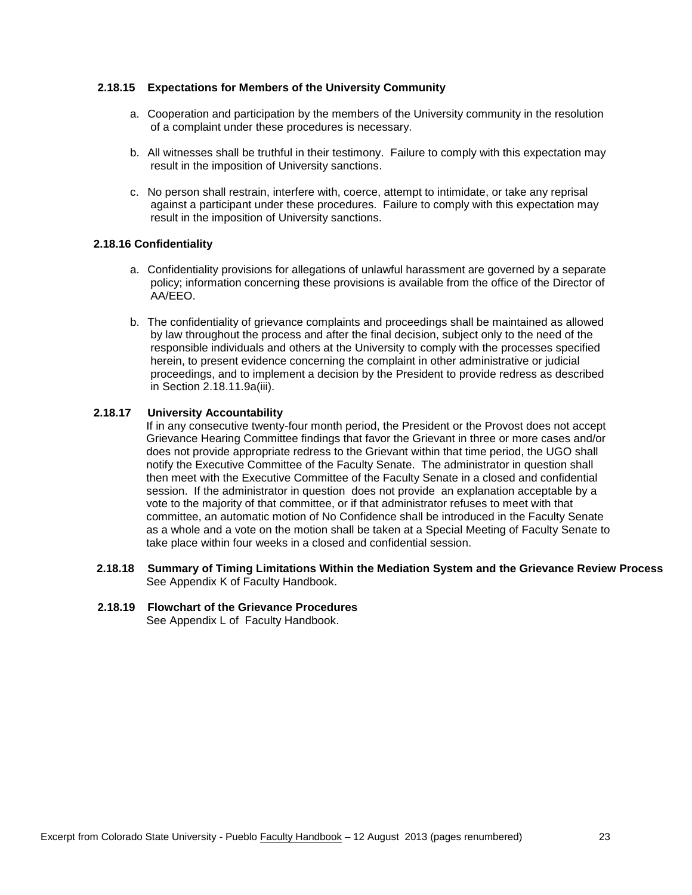### 2.18.15 Expectations for Members of the University Community

a. Cooperation and participation by the members of the University community in the resolution of a complaint under these procedures is necessary.

b. All witnesses shall be truthful in their testimony. Failure to comply with this expectation may result in the imposition of University sanctions.

c. No person shall restrain, interfere with, coerce, attempt to intimidate, or take any reprisal against a participant under these procedures. Failure to comply with this expectation may result in the imposition of University sanctions.

### 2.18.16 Confidentiality

a. Confidentiality provisions for allegations of unlawful harassment are governed by a separate policy; information concerning these provisions is available from the office of the Director of AA/EEO.

b. The confidentiality of grievance complaints and proceedings shall be maintained as allowed by law throughout the process and after the final decision, subject only to the need of the responsible individuals and others at the University to comply with the processes specified herein, to present evidence concerning the complaint in other administrative or judicial proceedings, and to implement a decision by the President to provide redress as described in Section 2.18.11.9a(iii).

### 2.18.17 University Accountability

If in any consecutive twenty-four month period, the President or the Provost does not accept Grievance Hearing Committee findings that favor the Grievant in three or more cases and/or does not provide appropriate redress to the Grievant within that time period, the UGO shall notify the Executive Committee of the Faculty Senate. The administrator in question shall then meet with the Executive Committee of the Faculty Senate in a closed and confidential session. If the administrator in question does not provide an explanation acceptable by a vote to the majority of that committee, or if that administrator refuses to meet with that committee, an automatic motion of No Confidence shall be introduced in the Faculty Senate as a whole and a vote on the motion shall be taken at a Special Meeting of Faculty Senate to take place within four weeks in a closed and confidential session.

### 2.18.18 Summary of Timing Limitations Within the Mediation System and the Grievance Review Process

See Appendix K of Faculty Handbook.

### 2.18.19 Flowchart of the Grievance Procedures

See Appendix L of Faculty Handbook.